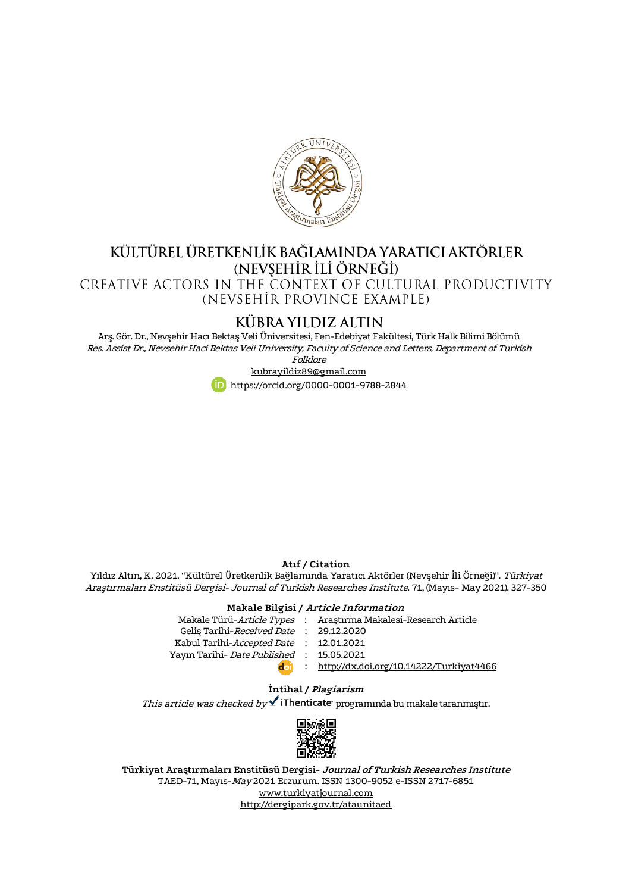# KÜLTÜREL ÜRETKENLİK BAĞLAMINDA YARATICI AKTÖRLER (NEVŞEHİR İLİ ÖRNEĞİ)

## CREATIVE ACTORS IN THE CONTEXT OF CULTURAL PRODUCTIVITY (NEVSEHİR PROVINCE EXAMPLE)

### KÜBRA YILDIZ ALTIN

Arş. Gör. Dr., Nevşehir Hacı Bektaş Veli Üniversitesi, Fen-Edebiyat Fakültesi, Türk Halk Bilimi Bölümü

*Res. Assist Dr., Nevsehir Haci Bektas Veli University, Faculty of Science and Letters, Department of Turkish Folklore*

kubrayildiz89@gmail.com

https://orcid.org/0000-0001-9788-2844

**Atıf / Citation**

Yıldız Altın, K. 2021. "Kültürel Üretkenlik Bağlamında Yaratıcı Aktörler (Nevşehir İli Örneği)". *Türkiyat Araştırmaları Enstitüsü Dergisi- Journal of Turkish Researches Institute.* 71, (Mayıs- May 2021). 327-350

**Makale Bilgisi / *Article Information***

| | | |
|---|---|---|
| Makale Türü-*Article Types* | : | Araştırma Makalesi-Research Article |
| Geliş Tarihi-*Received Date* | : | 29.12.2020 |
| Kabul Tarihi-*Accepted Date* | : | 12.01.2021 |
| Yayın Tarihi- *Date Published* | : | 15.05.2021 |
| doi | : | http://dx.doi.org/10.14222/Turkiyat4466 |

**İntihal / *Plagiarism***

*This article was checked by* iThenticate programında bu makale taranmıştır.

**Türkiyat Araştırmaları Enstitüsü Dergisi- *Journal of Turkish Researches Institute***

TAED-71, Mayıs-*May* 2021 Erzurum. ISSN 1300-9052 e-ISSN 2717-6851

www.turkiyatjournal.com

http://dergipark.gov.tr/ataunitaed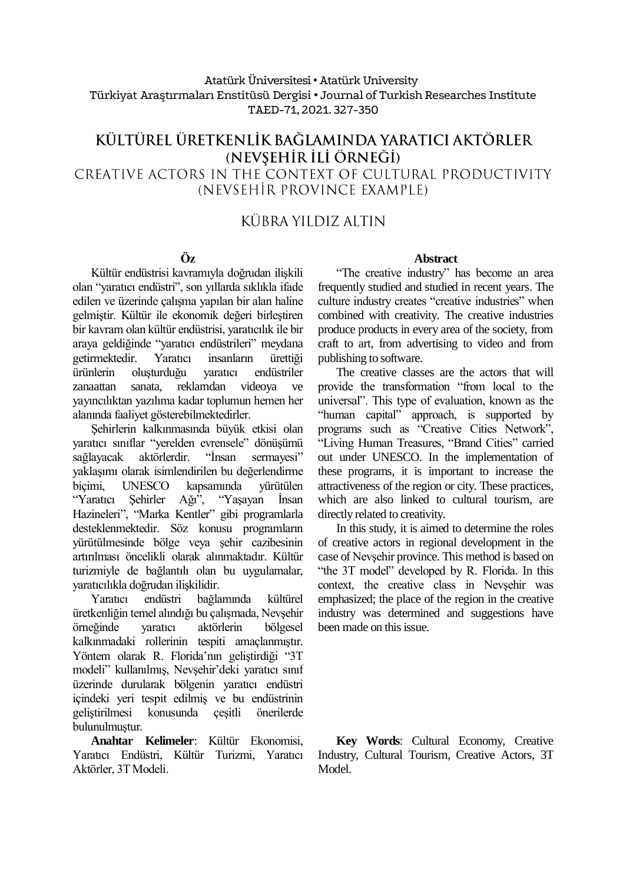Atatürk Üniversitesi • Atatürk University
Türkiyat Araştırmaları Enstitüsü Dergisi • Journal of Turkish Researches Institute
TAED-71, 2021. 327-350

# KÜLTÜREL ÜRETKENLİK BAĞLAMINDA YARATICI AKTÖRLER (NEVŞEHİR İLİ ÖRNEĞİ)

# CREATIVE ACTORS IN THE CONTEXT OF CULTURAL PRODUCTIVITY (NEVSEHİR PROVINCE EXAMPLE)

KÜBRA YILDIZ ALTIN

## Öz

Kültür endüstrisi kavramıyla doğrudan ilişkili olan "yaratıcı endüstri", son yıllarda sıklıkla ifade edilen ve üzerinde çalışma yapılan bir alan haline gelmiştir. Kültür ile ekonomik değeri birleştiren bir kavram olan kültür endüstrisi, yaratıcılık ile bir araya geldiğinde "yaratıcı endüstrileri" meydana getirmektedir. Yaratıcı insanların ürettiği ürünlerin oluşturduğu yaratıcı endüstriler zanaattan sanata, reklamdan videoya ve yayıncılıktan yazılıma kadar toplumun hemen her alanında faaliyet gösterebilmektedirler.

Şehirlerin kalkınmasında büyük etkisi olan yaratıcı sınıflar "yerelden evrensele" dönüşümü sağlayacak aktörlerdir. "İnsan sermayesi" yaklaşımı olarak isimlendirilen bu değerlendirme biçimi, UNESCO kapsamında yürütülen "Yaratıcı Şehirler Ağı", "Yaşayan İnsan Hazineleri", "Marka Kentler" gibi programlarla desteklenmektedir. Söz konusu programların yürütülmesinde bölge veya şehir cazibesinin artırılması öncelikli olarak alınmaktadır. Kültür turizmiyle de bağlantılı olan bu uygulamalar, yaratıcılıkla doğrudan ilişkilidir.

Yaratıcı endüstri bağlamında kültürel üretkenliğin temel alındığı bu çalışmada, Nevşehir örneğinde yaratıcı aktörlerin bölgesel kalkınmadaki rollerinin tespiti amaçlanmıştır. Yöntem olarak R. Florida'nın geliştirdiği "3T modeli" kullanılmış, Nevşehir'deki yaratıcı sınıf üzerinde durularak bölgenin yaratıcı endüstri içindeki yeri tespit edilmiş ve bu endüstrinin geliştirilmesi konusunda çeşitli önerilerde bulunulmuştur.

**Anahtar Kelimeler**: Kültür Ekonomisi, Yaratıcı Endüstri, Kültür Turizmi, Yaratıcı Aktörler, 3T Modeli.

## Abstract

"The creative industry" has become an area frequently studied and studied in recent years. The culture industry creates "creative industries" when combined with creativity. The creative industries produce products in every area of the society, from craft to art, from advertising to video and from publishing to software.

The creative classes are the actors that will provide the transformation "from local to the universal". This type of evaluation, known as the "human capital" approach, is supported by programs such as "Creative Cities Network", "Living Human Treasures, "Brand Cities" carried out under UNESCO. In the implementation of these programs, it is important to increase the attractiveness of the region or city. These practices, which are also linked to cultural tourism, are directly related to creativity.

In this study, it is aimed to determine the roles of creative actors in regional development in the case of Nevşehir province. This method is based on "the 3T model" developed by R. Florida. In this context, the creative class in Nevşehir was emphasized; the place of the region in the creative industry was determined and suggestions have been made on this issue.

**Key Words**: Cultural Economy, Creative Industry, Cultural Tourism, Creative Actors, 3T Model.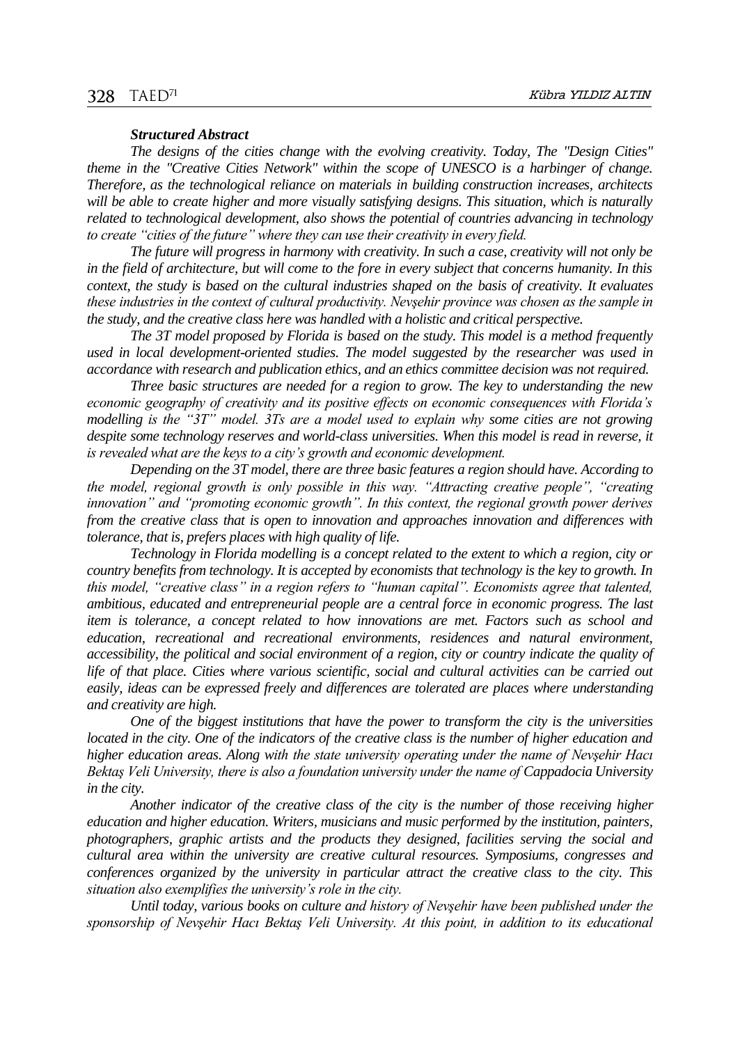***Structured Abstract***

*The designs of the cities change with the evolving creativity. Today, The "Design Cities" theme in the "Creative Cities Network" within the scope of UNESCO is a harbinger of change. Therefore, as the technological reliance on materials in building construction increases, architects will be able to create higher and more visually satisfying designs. This situation, which is naturally related to technological development, also shows the potential of countries advancing in technology to create "cities of the future" where they can use their creativity in every field.*

*The future will progress in harmony with creativity. In such a case, creativity will not only be in the field of architecture, but will come to the fore in every subject that concerns humanity. In this context, the study is based on the cultural industries shaped on the basis of creativity. It evaluates these industries in the context of cultural productivity. Nevşehir province was chosen as the sample in the study, and the creative class here was handled with a holistic and critical perspective.*

*The 3T model proposed by Florida is based on the study. This model is a method frequently used in local development-oriented studies. The model suggested by the researcher was used in accordance with research and publication ethics, and an ethics committee decision was not required.*

*Three basic structures are needed for a region to grow. The key to understanding the new economic geography of creativity and its positive effects on economic consequences with Florida's modelling is the "3T" model. 3Ts are a model used to explain why some cities are not growing despite some technology reserves and world-class universities. When this model is read in reverse, it is revealed what are the keys to a city's growth and economic development.*

*Depending on the 3T model, there are three basic features a region should have. According to the model, regional growth is only possible in this way. "Attracting creative people", "creating innovation" and "promoting economic growth". In this context, the regional growth power derives from the creative class that is open to innovation and approaches innovation and differences with tolerance, that is, prefers places with high quality of life.*

*Technology in Florida modelling is a concept related to the extent to which a region, city or country benefits from technology. It is accepted by economists that technology is the key to growth. In this model, "creative class" in a region refers to "human capital". Economists agree that talented, ambitious, educated and entrepreneurial people are a central force in economic progress. The last item is tolerance, a concept related to how innovations are met. Factors such as school and education, recreational and recreational environments, residences and natural environment, accessibility, the political and social environment of a region, city or country indicate the quality of life of that place. Cities where various scientific, social and cultural activities can be carried out easily, ideas can be expressed freely and differences are tolerated are places where understanding and creativity are high.*

*One of the biggest institutions that have the power to transform the city is the universities located in the city. One of the indicators of the creative class is the number of higher education and higher education areas. Along with the state university operating under the name of Nevşehir Hacı Bektaş Veli University, there is also a foundation university under the name of Cappadocia University in the city.*

*Another indicator of the creative class of the city is the number of those receiving higher education and higher education. Writers, musicians and music performed by the institution, painters, photographers, graphic artists and the products they designed, facilities serving the social and cultural area within the university are creative cultural resources. Symposiums, congresses and conferences organized by the university in particular attract the creative class to the city. This situation also exemplifies the university's role in the city.*

*Until today, various books on culture and history of Nevşehir have been published under the sponsorship of Nevşehir Hacı Bektaş Veli University. At this point, in addition to its educational*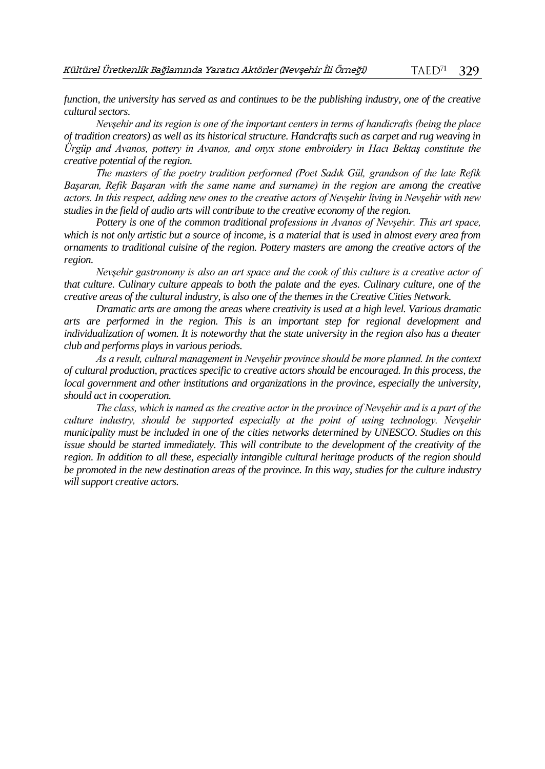*function, the university has served as and continues to be the publishing industry, one of the creative cultural sectors.*

*Nevşehir and its region is one of the important centers in terms of handicrafts (being the place of tradition creators) as well as its historical structure. Handcrafts such as carpet and rug weaving in Ürgüp and Avanos, pottery in Avanos, and onyx stone embroidery in Hacı Bektaş constitute the creative potential of the region.*

*The masters of the poetry tradition performed (Poet Sadık Gül, grandson of the late Refik Başaran, Refik Başaran with the same name and surname) in the region are among the creative actors. In this respect, adding new ones to the creative actors of Nevşehir living in Nevşehir with new studies in the field of audio arts will contribute to the creative economy of the region.*

*Pottery is one of the common traditional professions in Avanos of Nevşehir. This art space, which is not only artistic but a source of income, is a material that is used in almost every area from ornaments to traditional cuisine of the region. Pottery masters are among the creative actors of the region.*

*Nevşehir gastronomy is also an art space and the cook of this culture is a creative actor of that culture. Culinary culture appeals to both the palate and the eyes. Culinary culture, one of the creative areas of the cultural industry, is also one of the themes in the Creative Cities Network.*

*Dramatic arts are among the areas where creativity is used at a high level. Various dramatic arts are performed in the region. This is an important step for regional development and individualization of women. It is noteworthy that the state university in the region also has a theater club and performs plays in various periods.*

*As a result, cultural management in Nevşehir province should be more planned. In the context of cultural production, practices specific to creative actors should be encouraged. In this process, the local government and other institutions and organizations in the province, especially the university, should act in cooperation.*

*The class, which is named as the creative actor in the province of Nevşehir and is a part of the culture industry, should be supported especially at the point of using technology. Nevşehir municipality must be included in one of the cities networks determined by UNESCO. Studies on this issue should be started immediately. This will contribute to the development of the creativity of the region. In addition to all these, especially intangible cultural heritage products of the region should be promoted in the new destination areas of the province. In this way, studies for the culture industry will support creative actors.*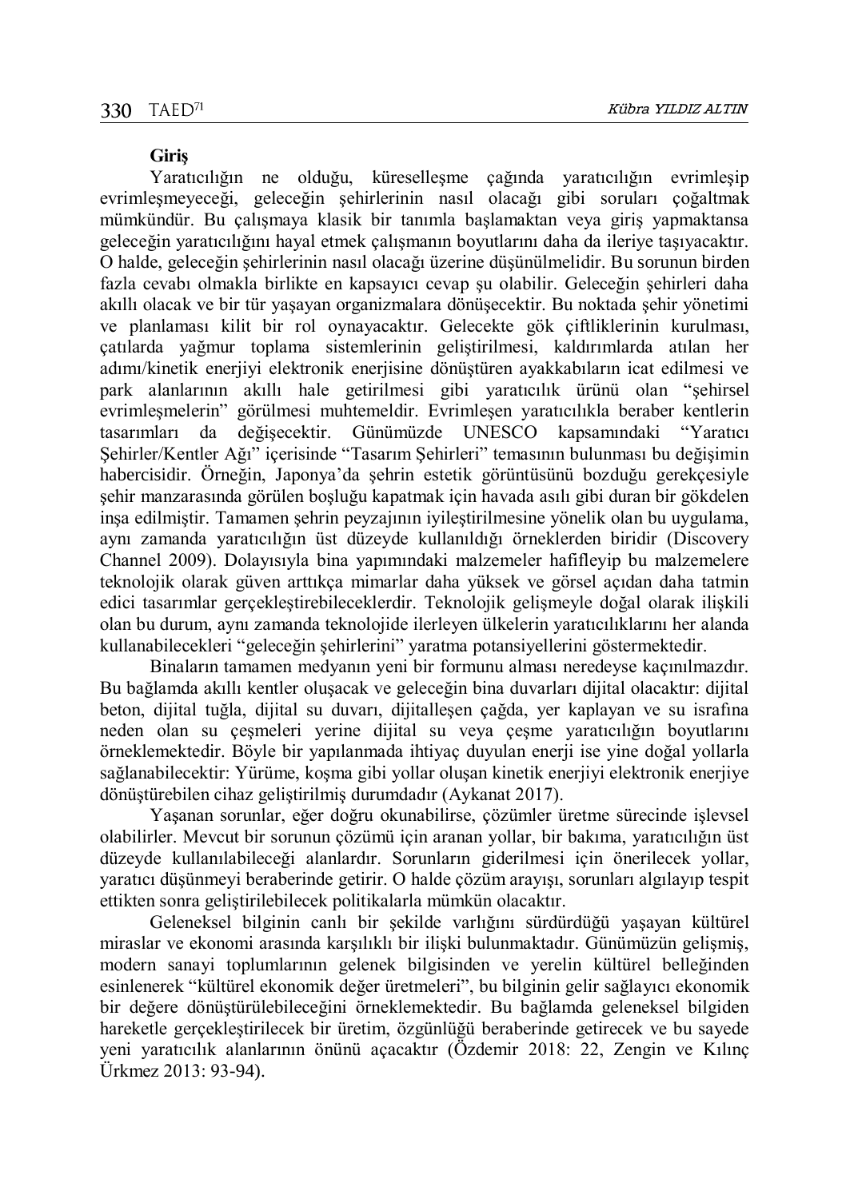**Giriş**

Yaratıcılığın ne olduğu, küreselleşme çağında yaratıcılığın evrimleşip evrimleşmeyeceği, geleceğin şehirlerinin nasıl olacağı gibi soruları çoğaltmak mümkündür. Bu çalışmaya klasik bir tanımla başlamaktan veya giriş yapmaktansa geleceğin yaratıcılığını hayal etmek çalışmanın boyutlarını daha da ileriye taşıyacaktır. O halde, geleceğin şehirlerinin nasıl olacağı üzerine düşünülmelidir. Bu sorunun birden fazla cevabı olmakla birlikte en kapsayıcı cevap şu olabilir. Geleceğin şehirleri daha akıllı olacak ve bir tür yaşayan organizmalara dönüşecektir. Bu noktada şehir yönetimi ve planlaması kilit bir rol oynayacaktır. Gelecekte gök çiftliklerinin kurulması, çatılarda yağmur toplama sistemlerinin geliştirilmesi, kaldırımlarda atılan her adımı/kinetik enerjiyi elektronik enerjisine dönüştüren ayakkabıların icat edilmesi ve park alanlarının akıllı hale getirilmesi gibi yaratıcılık ürünü olan "şehirsel evrimleşmelerin" görülmesi muhtemeldir. Evrimleşen yaratıcılıkla beraber kentlerin tasarımları da değişecektir. Günümüzde UNESCO kapsamındaki "Yaratıcı Şehirler/Kentler Ağı" içerisinde "Tasarım Şehirleri" temasının bulunması bu değişimin habercisidir. Örneğin, Japonya'da şehrin estetik görüntüsünü bozduğu gerekçesiyle şehir manzarasında görülen boşluğu kapatmak için havada asılı gibi duran bir gökdelen inşa edilmiştir. Tamamen şehrin peyzajının iyileştirilmesine yönelik olan bu uygulama, aynı zamanda yaratıcılığın üst düzeyde kullanıldığı örneklerden biridir (Discovery Channel 2009). Dolayısıyla bina yapımındaki malzemeler hafifleyip bu malzemelere teknolojik olarak güven arttıkça mimarlar daha yüksek ve görsel açıdan daha tatmin edici tasarımlar gerçekleştirebileceklerdir. Teknolojik gelişmeyle doğal olarak ilişkili olan bu durum, aynı zamanda teknolojide ilerleyen ülkelerin yaratıcılıklarını her alanda kullanabilecekleri "geleceğin şehirlerini" yaratma potansiyellerini göstermektedir.

Binaların tamamen medyanın yeni bir formunu alması neredeyse kaçınılmazdır. Bu bağlamda akıllı kentler oluşacak ve geleceğin bina duvarları dijital olacaktır: dijital beton, dijital tuğla, dijital su duvarı, dijitalleşen çağda, yer kaplayan ve su israfına neden olan su çeşmeleri yerine dijital su veya çeşme yaratıcılığın boyutlarını örneklemektedir. Böyle bir yapılanmada ihtiyaç duyulan enerji ise yine doğal yollarla sağlanabilecektir: Yürüme, koşma gibi yollar oluşan kinetik enerjiyi elektronik enerjiye dönüştürebilen cihaz geliştirilmiş durumdadır (Aykanat 2017).

Yaşanan sorunlar, eğer doğru okunabilirse, çözümler üretme sürecinde işlevsel olabilirler. Mevcut bir sorunun çözümü için aranan yollar, bir bakıma, yaratıcılığın üst düzeyde kullanılabileceği alanlardır. Sorunların giderilmesi için önerilecek yollar, yaratıcı düşünmeyi beraberinde getirir. O halde çözüm arayışı, sorunları algılayıp tespit ettikten sonra geliştirilebilecek politikalarla mümkün olacaktır.

Geleneksel bilginin canlı bir şekilde varlığını sürdürdüğü yaşayan kültürel miraslar ve ekonomi arasında karşılıklı bir ilişki bulunmaktadır. Günümüzün gelişmiş, modern sanayi toplumlarının gelenek bilgisinden ve yerelin kültürel belleğinden esinlenerek "kültürel ekonomik değer üretmeleri", bu bilginin gelir sağlayıcı ekonomik bir değere dönüştürülebileceğini örneklemektedir. Bu bağlamda geleneksel bilgiden hareketle gerçekleştirilecek bir üretim, özgünlüğü beraberinde getirecek ve bu sayede yeni yaratıcılık alanlarının önünü açacaktır (Özdemir 2018: 22, Zengin ve Kılınç Ürkmez 2013: 93-94).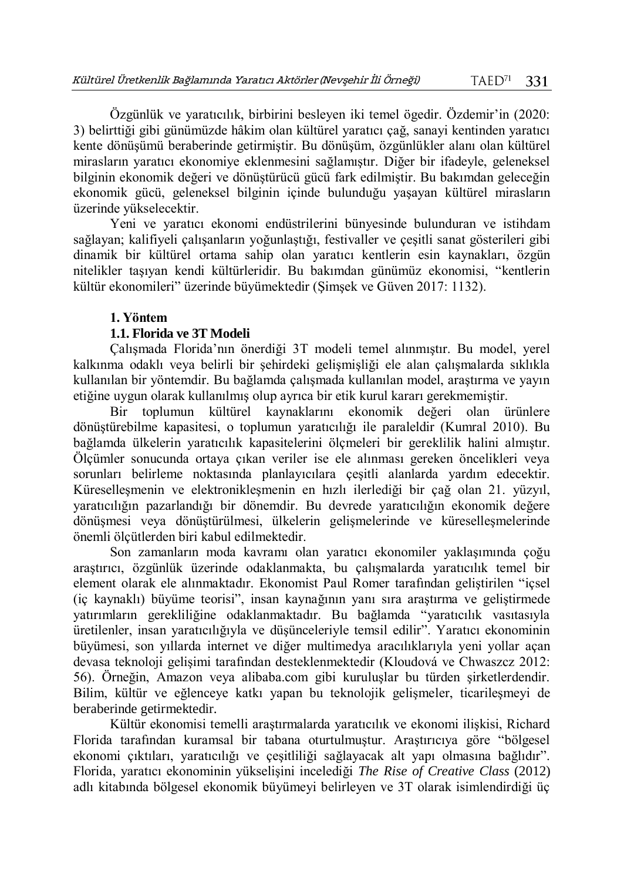Özgünlük ve yaratıcılık, birbirini besleyen iki temel ögedir. Özdemir'in (2020: 3) belirttiği gibi günümüzde hâkim olan kültürel yaratıcı çağ, sanayi kentinden yaratıcı kente dönüşümü beraberinde getirmiştir. Bu dönüşüm, özgünlükler alanı olan kültürel mirasların yaratıcı ekonomiye eklenmesini sağlamıştır. Diğer bir ifadeyle, geleneksel bilginin ekonomik değeri ve dönüştürücü gücü fark edilmiştir. Bu bakımdan geleceğin ekonomik gücü, geleneksel bilginin içinde bulunduğu yaşayan kültürel mirasların üzerinde yükselecektir.

Yeni ve yaratıcı ekonomi endüstrilerini bünyesinde bulunduran ve istihdam sağlayan; kalifiyeli çalışanların yoğunlaştığı, festivaller ve çeşitli sanat gösterileri gibi dinamik bir kültürel ortama sahip olan yaratıcı kentlerin esin kaynakları, özgün nitelikler taşıyan kendi kültürleridir. Bu bakımdan günümüz ekonomisi, "kentlerin kültür ekonomileri" üzerinde büyümektedir (Şimşek ve Güven 2017: 1132).

## 1. Yöntem

### 1.1. Florida ve 3T Modeli

Çalışmada Florida'nın önerdiği 3T modeli temel alınmıştır. Bu model, yerel kalkınma odaklı veya belirli bir şehirdeki gelişmişliği ele alan çalışmalarda sıklıkla kullanılan bir yöntemdir. Bu bağlamda çalışmada kullanılan model, araştırma ve yayın etiğine uygun olarak kullanılmış olup ayrıca bir etik kurul kararı gerekmemiştir.

Bir toplumun kültürel kaynaklarını ekonomik değeri olan ürünlere dönüştürebilme kapasitesi, o toplumun yaratıcılığı ile paraleldir (Kumral 2010). Bu bağlamda ülkelerin yaratıcılık kapasitelerini ölçmeleri bir gereklilik halini almıştır. Ölçümler sonucunda ortaya çıkan veriler ise ele alınması gereken öncelikleri veya sorunları belirleme noktasında planlayıcılara çeşitli alanlarda yardım edecektir. Küreselleşmenin ve elektronikleşmenin en hızlı ilerlediği bir çağ olan 21. yüzyıl, yaratıcılığın pazarlandığı bir dönemdir. Bu devrede yaratıcılığın ekonomik değere dönüşmesi veya dönüştürülmesi, ülkelerin gelişmelerinde ve küreselleşmelerinde önemli ölçütlerden biri kabul edilmektedir.

Son zamanların moda kavramı olan yaratıcı ekonomiler yaklaşımında çoğu araştırıcı, özgünlük üzerinde odaklanmakta, bu çalışmalarda yaratıcılık temel bir element olarak ele alınmaktadır. Ekonomist Paul Romer tarafından geliştirilen "içsel (iç kaynaklı) büyüme teorisi", insan kaynağının yanı sıra araştırma ve geliştirmede yatırımların gerekliliğine odaklanmaktadır. Bu bağlamda "yaratıcılık vasıtasıyla üretilenler, insan yaratıcılığıyla ve düşünceleriyle temsil edilir". Yaratıcı ekonominin büyümesi, son yıllarda internet ve diğer multimedya aracılıklarıyla yeni yollar açan devasa teknoloji gelişimi tarafından desteklenmektedir (Kloudová ve Chwaszcz 2012: 56). Örneğin, Amazon veya alibaba.com gibi kuruluşlar bu türden şirketlerdendir. Bilim, kültür ve eğlenceye katkı yapan bu teknolojik gelişmeler, ticarileşmeyi de beraberinde getirmektedir.

Kültür ekonomisi temelli araştırmalarda yaratıcılık ve ekonomi ilişkisi, Richard Florida tarafından kuramsal bir tabana oturtulmuştur. Araştırıcıya göre "bölgesel ekonomi çıktıları, yaratıcılığı ve çeşitliliği sağlayacak alt yapı olmasına bağlıdır". Florida, yaratıcı ekonominin yükselişini incelediği *The Rise of Creative Class* (2012) adlı kitabında bölgesel ekonomik büyümeyi belirleyen ve 3T olarak isimlendirdiği üç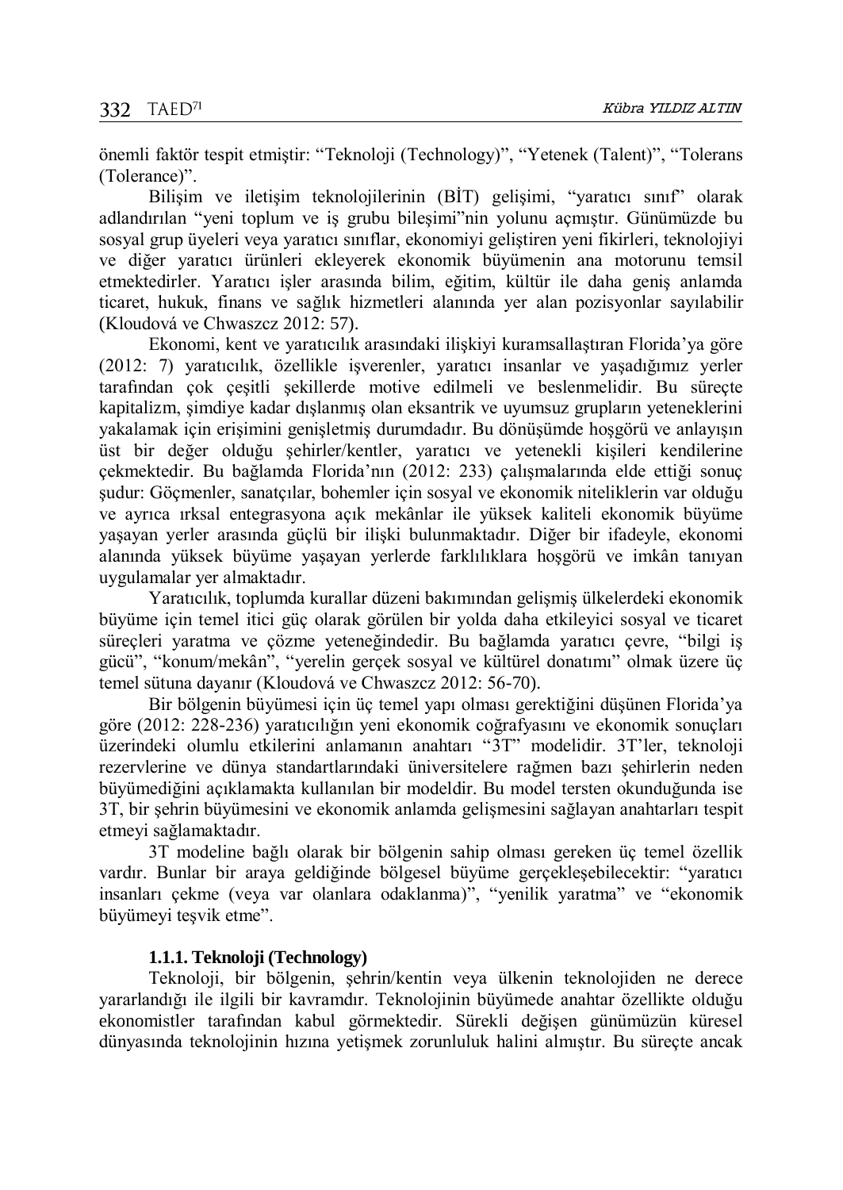önemli faktör tespit etmiştir: "Teknoloji (Technology)", "Yetenek (Talent)", "Tolerans (Tolerance)".

Bilişim ve iletişim teknolojilerinin (BİT) gelişimi, "yaratıcı sınıf" olarak adlandırılan "yeni toplum ve iş grubu bileşimi"nin yolunu açmıştır. Günümüzde bu sosyal grup üyeleri veya yaratıcı sınıflar, ekonomiyi geliştiren yeni fikirleri, teknolojiyi ve diğer yaratıcı ürünleri ekleyerek ekonomik büyümenin ana motorunu temsil etmektedirler. Yaratıcı işler arasında bilim, eğitim, kültür ile daha geniş anlamda ticaret, hukuk, finans ve sağlık hizmetleri alanında yer alan pozisyonlar sayılabilir (Kloudová ve Chwaszcz 2012: 57).

Ekonomi, kent ve yaratıcılık arasındaki ilişkiyi kuramsallaştıran Florida'ya göre (2012: 7) yaratıcılık, özellikle işverenler, yaratıcı insanlar ve yaşadığımız yerler tarafından çok çeşitli şekillerde motive edilmeli ve beslenmelidir. Bu süreçte kapitalizm, şimdiye kadar dışlanmış olan eksantrik ve uyumsuz grupların yeteneklerini yakalamak için erişimini genişletmiş durumdadır. Bu dönüşümde hoşgörü ve anlayışın üst bir değer olduğu şehirler/kentler, yaratıcı ve yetenekli kişileri kendilerine çekmektedir. Bu bağlamda Florida'nın (2012: 233) çalışmalarında elde ettiği sonuç şudur: Göçmenler, sanatçılar, bohemler için sosyal ve ekonomik niteliklerin var olduğu ve ayrıca ırksal entegrasyona açık mekânlar ile yüksek kaliteli ekonomik büyüme yaşayan yerler arasında güçlü bir ilişki bulunmaktadır. Diğer bir ifadeyle, ekonomi alanında yüksek büyüme yaşayan yerlerde farklılıklara hoşgörü ve imkân tanıyan uygulamalar yer almaktadır.

Yaratıcılık, toplumda kurallar düzeni bakımından gelişmiş ülkelerdeki ekonomik büyüme için temel itici güç olarak görülen bir yolda daha etkileyici sosyal ve ticaret süreçleri yaratma ve çözme yeteneğindedir. Bu bağlamda yaratıcı çevre, "bilgi iş gücü", "konum/mekân", "yerelin gerçek sosyal ve kültürel donatımı" olmak üzere üç temel sütuna dayanır (Kloudová ve Chwaszcz 2012: 56-70).

Bir bölgenin büyümesi için üç temel yapı olması gerektiğini düşünen Florida'ya göre (2012: 228-236) yaratıcılığın yeni ekonomik coğrafyasını ve ekonomik sonuçları üzerindeki olumlu etkilerini anlamanın anahtarı "3T" modelidir. 3T'ler, teknoloji rezervlerine ve dünya standartlarındaki üniversitelere rağmen bazı şehirlerin neden büyümediğini açıklamakta kullanılan bir modeldir. Bu model tersten okunduğunda ise 3T, bir şehrin büyümesini ve ekonomik anlamda gelişmesini sağlayan anahtarları tespit etmeyi sağlamaktadır.

3T modeline bağlı olarak bir bölgenin sahip olması gereken üç temel özellik vardır. Bunlar bir araya geldiğinde bölgesel büyüme gerçekleşebilecektir: "yaratıcı insanları çekme (veya var olanlara odaklanma)", "yenilik yaratma" ve "ekonomik büyümeyi teşvik etme".

#### 1.1.1. Teknoloji (Technology)

Teknoloji, bir bölgenin, şehrin/kentin veya ülkenin teknolojiden ne derece yararlandığı ile ilgili bir kavramdır. Teknolojinin büyümede anahtar özellikte olduğu ekonomistler tarafından kabul görmektedir. Sürekli değişen günümüzün küresel dünyasında teknolojinin hızına yetişmek zorunluluk halini almıştır. Bu süreçte ancak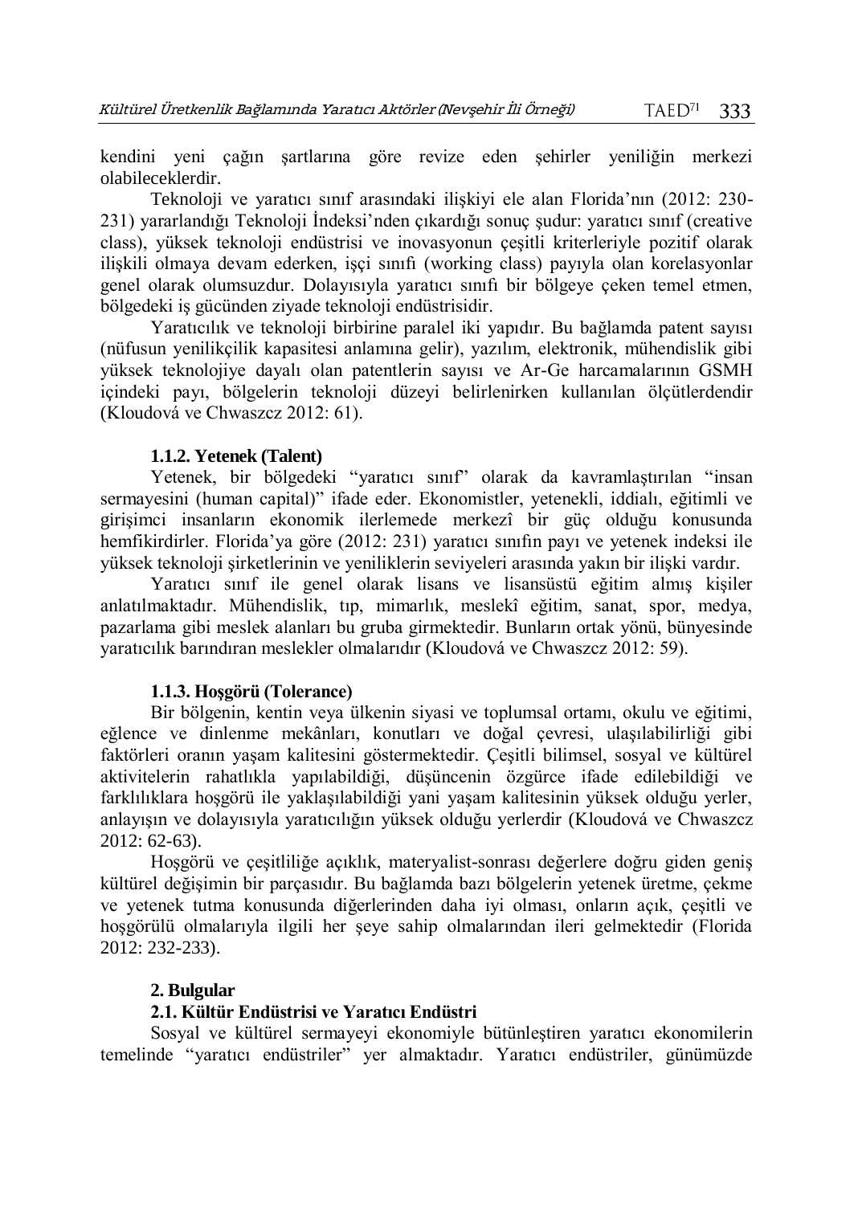kendini yeni çağın şartlarına göre revize eden şehirler yeniliğin merkezi olabileceklerdir.

Teknoloji ve yaratıcı sınıf arasındaki ilişkiyi ele alan Florida'nın (2012: 230-231) yararlandığı Teknoloji İndeksi'nden çıkardığı sonuç şudur: yaratıcı sınıf (creative class), yüksek teknoloji endüstrisi ve inovasyonun çeşitli kriterleriyle pozitif olarak ilişkili olmaya devam ederken, işçi sınıfı (working class) payıyla olan korelasyonlar genel olarak olumsuzdur. Dolayısıyla yaratıcı sınıfı bir bölgeye çeken temel etmen, bölgedeki iş gücünden ziyade teknoloji endüstrisidir.

Yaratıcılık ve teknoloji birbirine paralel iki yapıdır. Bu bağlamda patent sayısı (nüfusun yenilikçilik kapasitesi anlamına gelir), yazılım, elektronik, mühendislik gibi yüksek teknolojiye dayalı olan patentlerin sayısı ve Ar-Ge harcamalarının GSMH içindeki payı, bölgelerin teknoloji düzeyi belirlenirken kullanılan ölçütlerdendir (Kloudová ve Chwaszcz 2012: 61).

#### 1.1.2. Yetenek (Talent)

Yetenek, bir bölgedeki "yaratıcı sınıf" olarak da kavramlaştırılan "insan sermayesini (human capital)" ifade eder. Ekonomistler, yetenekli, iddialı, eğitimli ve girişimci insanların ekonomik ilerlemede merkezî bir güç olduğu konusunda hemfikirdirler. Florida'ya göre (2012: 231) yaratıcı sınıfın payı ve yetenek indeksi ile yüksek teknoloji şirketlerinin ve yeniliklerin seviyeleri arasında yakın bir ilişki vardır.

Yaratıcı sınıf ile genel olarak lisans ve lisansüstü eğitim almış kişiler anlatılmaktadır. Mühendislik, tıp, mimarlık, meslekî eğitim, sanat, spor, medya, pazarlama gibi meslek alanları bu gruba girmektedir. Bunların ortak yönü, bünyesinde yaratıcılık barındıran meslekler olmalarıdır (Kloudová ve Chwaszcz 2012: 59).

#### 1.1.3. Hoşgörü (Tolerance)

Bir bölgenin, kentin veya ülkenin siyasi ve toplumsal ortamı, okulu ve eğitimi, eğlence ve dinlenme mekânları, konutları ve doğal çevresi, ulaşılabilirliği gibi faktörleri oranın yaşam kalitesini göstermektedir. Çeşitli bilimsel, sosyal ve kültürel aktivitelerin rahatlıkla yapılabildiği, düşüncenin özgürce ifade edilebildiği ve farklılıklara hoşgörü ile yaklaşılabildiği yani yaşam kalitesinin yüksek olduğu yerler, anlayışın ve dolayısıyla yaratıcılığın yüksek olduğu yerlerdir (Kloudová ve Chwaszcz 2012: 62-63).

Hoşgörü ve çeşitliliğe açıklık, materyalist-sonrası değerlere doğru giden geniş kültürel değişimin bir parçasıdır. Bu bağlamda bazı bölgelerin yetenek üretme, çekme ve yetenek tutma konusunda diğerlerinden daha iyi olması, onların açık, çeşitli ve hoşgörülü olmalarıyla ilgili her şeye sahip olmalarından ileri gelmektedir (Florida 2012: 232-233).

## 2. Bulgular

### 2.1. Kültür Endüstrisi ve Yaratıcı Endüstri

Sosyal ve kültürel sermayeyi ekonomiyle bütünleştiren yaratıcı ekonomilerin temelinde "yaratıcı endüstriler" yer almaktadır. Yaratıcı endüstriler, günümüzde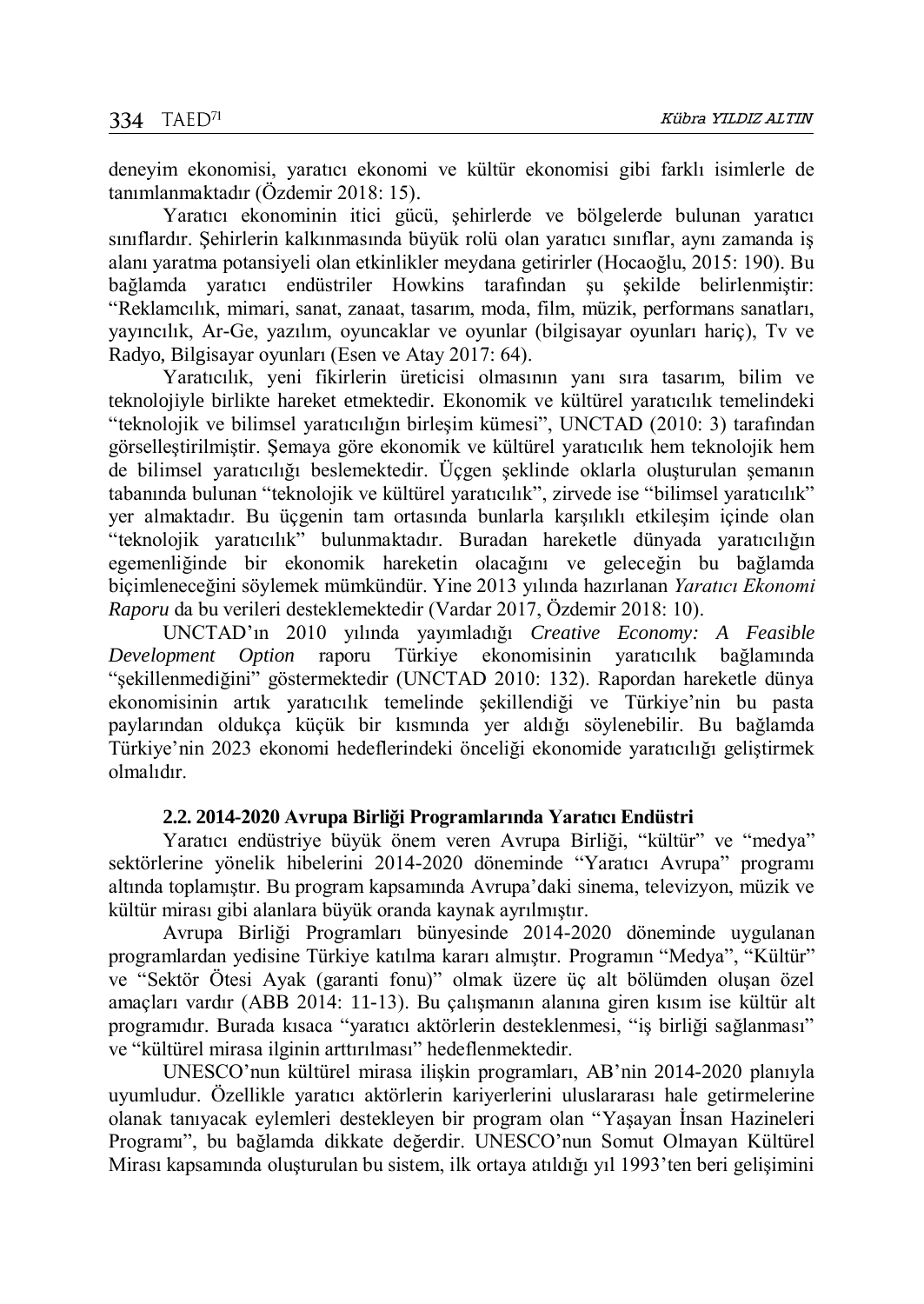deneyim ekonomisi, yaratıcı ekonomi ve kültür ekonomisi gibi farklı isimlerle de tanımlanmaktadır (Özdemir 2018: 15).

Yaratıcı ekonominin itici gücü, şehirlerde ve bölgelerde bulunan yaratıcı sınıflardır. Şehirlerin kalkınmasında büyük rolü olan yaratıcı sınıflar, aynı zamanda iş alanı yaratma potansiyeli olan etkinlikler meydana getirirler (Hocaoğlu, 2015: 190). Bu bağlamda yaratıcı endüstriler Howkins tarafından şu şekilde belirlenmiştir: "Reklamcılık, mimari, sanat, zanaat, tasarım, moda, film, müzik, performans sanatları, yayıncılık, Ar-Ge, yazılım, oyuncaklar ve oyunlar (bilgisayar oyunları hariç), Tv ve Radyo, Bilgisayar oyunları (Esen ve Atay 2017: 64).

Yaratıcılık, yeni fikirlerin üreticisi olmasının yanı sıra tasarım, bilim ve teknolojiyle birlikte hareket etmektedir. Ekonomik ve kültürel yaratıcılık temelindeki "teknolojik ve bilimsel yaratıcılığın birleşim kümesi", UNCTAD (2010: 3) tarafından görselleştirilmiştir. Şemaya göre ekonomik ve kültürel yaratıcılık hem teknolojik hem de bilimsel yaratıcılığı beslemektedir. Üçgen şeklinde oklarla oluşturulan şemanın tabanında bulunan "teknolojik ve kültürel yaratıcılık", zirvede ise "bilimsel yaratıcılık" yer almaktadır. Bu üçgenin tam ortasında bunlarla karşılıklı etkileşim içinde olan "teknolojik yaratıcılık" bulunmaktadır. Buradan hareketle dünyada yaratıcılığın egemenliğinde bir ekonomik hareketin olacağını ve geleceğin bu bağlamda biçimleneceğini söylemek mümkündür. Yine 2013 yılında hazırlanan *Yaratıcı Ekonomi Raporu* da bu verileri desteklemektedir (Vardar 2017, Özdemir 2018: 10).

UNCTAD'ın 2010 yılında yayımladığı *Creative Economy: A Feasible Development Option* raporu Türkiye ekonomisinin yaratıcılık bağlamında "şekillenmediğini" göstermektedir (UNCTAD 2010: 132). Rapordan hareketle dünya ekonomisinin artık yaratıcılık temelinde şekillendiği ve Türkiye'nin bu pasta paylarından oldukça küçük bir kısmında yer aldığı söylenebilir. Bu bağlamda Türkiye'nin 2023 ekonomi hedeflerindeki önceliği ekonomide yaratıcılığı geliştirmek olmalıdır.

### 2.2. 2014-2020 Avrupa Birliği Programlarında Yaratıcı Endüstri

Yaratıcı endüstriye büyük önem veren Avrupa Birliği, "kültür" ve "medya" sektörlerine yönelik hibelerini 2014-2020 döneminde "Yaratıcı Avrupa" programı altında toplamıştır. Bu program kapsamında Avrupa'daki sinema, televizyon, müzik ve kültür mirası gibi alanlara büyük oranda kaynak ayrılmıştır.

Avrupa Birliği Programları bünyesinde 2014-2020 döneminde uygulanan programlardan yedisine Türkiye katılma kararı almıştır. Programın "Medya", "Kültür" ve "Sektör Ötesi Ayak (garanti fonu)" olmak üzere üç alt bölümden oluşan özel amaçları vardır (ABB 2014: 11-13). Bu çalışmanın alanına giren kısım ise kültür alt programıdır. Burada kısaca "yaratıcı aktörlerin desteklenmesi, "iş birliği sağlanması" ve "kültürel mirasa ilginin arttırılması" hedeflenmektedir.

UNESCO'nun kültürel mirasa ilişkin programları, AB'nin 2014-2020 planıyla uyumludur. Özellikle yaratıcı aktörlerin kariyerlerini uluslararası hale getirmelerine olanak tanıyacak eylemleri destekleyen bir program olan "Yaşayan İnsan Hazineleri Programı", bu bağlamda dikkate değerdir. UNESCO'nun Somut Olmayan Kültürel Mirası kapsamında oluşturulan bu sistem, ilk ortaya atıldığı yıl 1993'ten beri gelişimini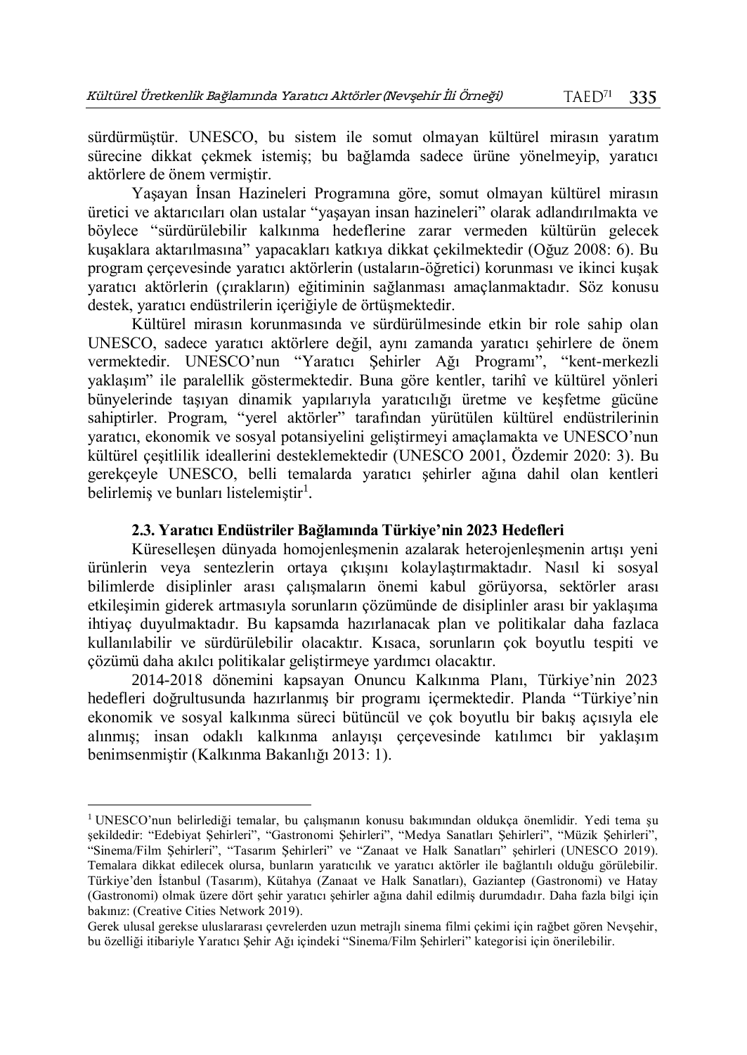sürdürmüştür. UNESCO, bu sistem ile somut olmayan kültürel mirasın yaratım sürecine dikkat çekmek istemiş; bu bağlamda sadece ürüne yönelmeyip, yaratıcı aktörlere de önem vermiştir.

Yaşayan İnsan Hazineleri Programına göre, somut olmayan kültürel mirasın üretici ve aktarıcıları olan ustalar "yaşayan insan hazineleri" olarak adlandırılmakta ve böylece "sürdürülebilir kalkınma hedeflerine zarar vermeden kültürün gelecek kuşaklara aktarılmasına" yapacakları katkıya dikkat çekilmektedir (Oğuz 2008: 6). Bu program çerçevesinde yaratıcı aktörlerin (ustaların-öğretici) korunması ve ikinci kuşak yaratıcı aktörlerin (çırakların) eğitiminin sağlanması amaçlanmaktadır. Söz konusu destek, yaratıcı endüstrilerin içeriğiyle de örtüşmektedir.

Kültürel mirasın korunmasında ve sürdürülmesinde etkin bir role sahip olan UNESCO, sadece yaratıcı aktörlere değil, aynı zamanda yaratıcı şehirlere de önem vermektedir. UNESCO'nun "Yaratıcı Şehirler Ağı Programı", "kent-merkezli yaklaşım" ile paralellik göstermektedir. Buna göre kentler, tarihî ve kültürel yönleri bünyelerinde taşıyan dinamik yapılarıyla yaratıcılığı üretme ve keşfetme gücüne sahiptirler. Program, "yerel aktörler" tarafından yürütülen kültürel endüstrilerinin yaratıcı, ekonomik ve sosyal potansiyelini geliştirmeyi amaçlamakta ve UNESCO'nun kültürel çeşitlilik ideallerini desteklemektedir (UNESCO 2001, Özdemir 2020: 3). Bu gerekçeyle UNESCO, belli temalarda yaratıcı şehirler ağına dahil olan kentleri belirlemiş ve bunları listelemiştir[1].

### 2.3. Yaratıcı Endüstriler Bağlamında Türkiye'nin 2023 Hedefleri

Küreselleşen dünyada homojenleşmenin azalarak heterojenleşmenin artışı yeni ürünlerin veya sentezlerin ortaya çıkışını kolaylaştırmaktadır. Nasıl ki sosyal bilimlerde disiplinler arası çalışmaların önemi kabul görüyorsa, sektörler arası etkileşimin giderek artmasıyla sorunların çözümünde de disiplinler arası bir yaklaşıma ihtiyaç duyulmaktadır. Bu kapsamda hazırlanacak plan ve politikalar daha fazlaca kullanılabilir ve sürdürülebilir olacaktır. Kısaca, sorunların çok boyutlu tespiti ve çözümü daha akılcı politikalar geliştirmeye yardımcı olacaktır.

2014-2018 dönemini kapsayan Onuncu Kalkınma Planı, Türkiye'nin 2023 hedefleri doğrultusunda hazırlanmış bir programı içermektedir. Planda "Türkiye'nin ekonomik ve sosyal kalkınma süreci bütüncül ve çok boyutlu bir bakış açısıyla ele alınmış; insan odaklı kalkınma anlayışı çerçevesinde katılımcı bir yaklaşım benimsenmiştir (Kalkınma Bakanlığı 2013: 1).

---

[1] UNESCO'nun belirlediği temalar, bu çalışmanın konusu bakımından oldukça önemlidir. Yedi tema şu şekildedir: "Edebiyat Şehirleri", "Gastronomi Şehirleri", "Medya Sanatları Şehirleri", "Müzik Şehirleri", "Sinema/Film Şehirleri", "Tasarım Şehirleri" ve "Zanaat ve Halk Sanatları" şehirleri (UNESCO 2019). Temalara dikkat edilecek olursa, bunların yaratıcılık ve yaratıcı aktörler ile bağlantılı olduğu görülebilir. Türkiye'den İstanbul (Tasarım), Kütahya (Zanaat ve Halk Sanatları), Gaziantep (Gastronomi) ve Hatay (Gastronomi) olmak üzere dört şehir yaratıcı şehirler ağına dahil edilmiş durumdadır. Daha fazla bilgi için bakınız: (Creative Cities Network 2019).

Gerek ulusal gerekse uluslararası çevrelerden uzun metrajlı sinema filmi çekimi için rağbet gören Nevşehir, bu özelliği itibariyle Yaratıcı Şehir Ağı içindeki "Sinema/Film Şehirleri" kategorisi için önerilebilir.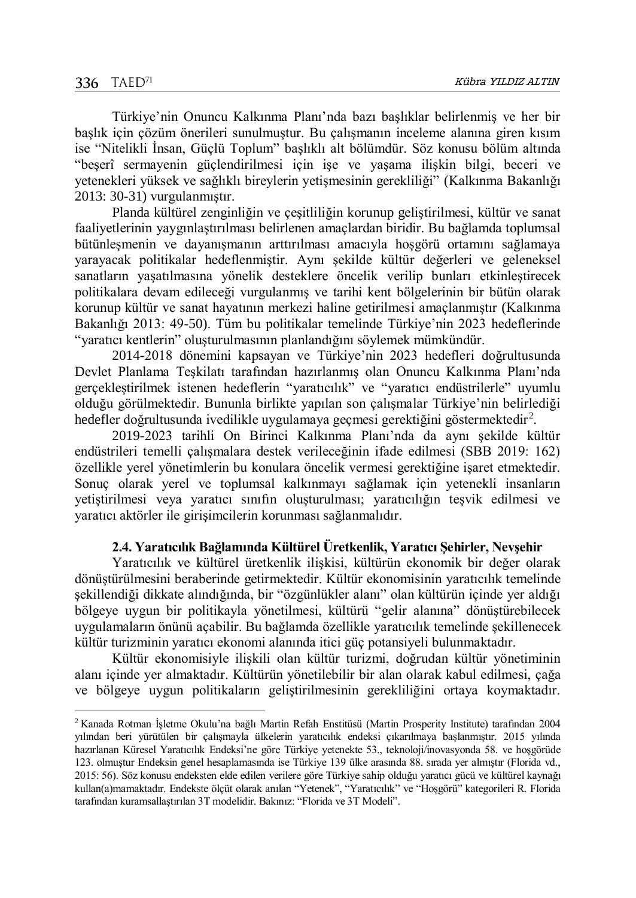Türkiye'nin Onuncu Kalkınma Planı'nda bazı başlıklar belirlenmiş ve her bir başlık için çözüm önerileri sunulmuştur. Bu çalışmanın inceleme alanına giren kısım ise "Nitelikli İnsan, Güçlü Toplum" başlıklı alt bölümdür. Söz konusu bölüm altında "beşerî sermayenin güçlendirilmesi için işe ve yaşama ilişkin bilgi, beceri ve yetenekleri yüksek ve sağlıklı bireylerin yetişmesinin gerekliliği" (Kalkınma Bakanlığı 2013: 30-31) vurgulanmıştır.

Planda kültürel zenginliğin ve çeşitliliğin korunup geliştirilmesi, kültür ve sanat faaliyetlerinin yaygınlaştırılması belirlenen amaçlardan biridir. Bu bağlamda toplumsal bütünleşmenin ve dayanışmanın arttırılması amacıyla hoşgörü ortamını sağlamaya yarayacak politikalar hedeflenmiştir. Aynı şekilde kültür değerleri ve geleneksel sanatların yaşatılmasına yönelik desteklere öncelik verilip bunları etkinleştirecek politikalara devam edileceği vurgulanmış ve tarihi kent bölgelerinin bir bütün olarak korunup kültür ve sanat hayatının merkezi haline getirilmesi amaçlanmıştır (Kalkınma Bakanlığı 2013: 49-50). Tüm bu politikalar temelinde Türkiye'nin 2023 hedeflerinde "yaratıcı kentlerin" oluşturulmasının planlandığını söylemek mümkündür.

2014-2018 dönemini kapsayan ve Türkiye'nin 2023 hedefleri doğrultusunda Devlet Planlama Teşkilatı tarafından hazırlanmış olan Onuncu Kalkınma Planı'nda gerçekleştirilmek istenen hedeflerin "yaratıcılık" ve "yaratıcı endüstrilerle" uyumlu olduğu görülmektedir. Bununla birlikte yapılan son çalışmalar Türkiye'nin belirlediği hedefler doğrultusunda ivedilikle uygulamaya geçmesi gerektiğini göstermektedir[2].

2019-2023 tarihli On Birinci Kalkınma Planı'nda da aynı şekilde kültür endüstrileri temelli çalışmalara destek verileceğinin ifade edilmesi (SBB 2019: 162) özellikle yerel yönetimlerin bu konulara öncelik vermesi gerektiğine işaret etmektedir. Sonuç olarak yerel ve toplumsal kalkınmayı sağlamak için yetenekli insanların yetiştirilmesi veya yaratıcı sınıfın oluşturulması; yaratıcılığın teşvik edilmesi ve yaratıcı aktörler ile girişimcilerin korunması sağlanmalıdır.

### 2.4. Yaratıcılık Bağlamında Kültürel Üretkenlik, Yaratıcı Şehirler, Nevşehir

Yaratıcılık ve kültürel üretkenlik ilişkisi, kültürün ekonomik bir değer olarak dönüştürülmesini beraberinde getirmektedir. Kültür ekonomisinin yaratıcılık temelinde şekillendiği dikkate alındığında, bir "özgünlükler alanı" olan kültürün içinde yer aldığı bölgeye uygun bir politikayla yönetilmesi, kültürü "gelir alanına" dönüştürebilecek uygulamaların önünü açabilir. Bu bağlamda özellikle yaratıcılık temelinde şekillenecek kültür turizminin yaratıcı ekonomi alanında itici güç potansiyeli bulunmaktadır.

Kültür ekonomisiyle ilişkili olan kültür turizmi, doğrudan kültür yönetiminin alanı içinde yer almaktadır. Kültürün yönetilebilir bir alan olarak kabul edilmesi, çağa ve bölgeye uygun politikaların geliştirilmesinin gerekliliğini ortaya koymaktadır.

---

[2] Kanada Rotman İşletme Okulu'na bağlı Martin Refah Enstitüsü (Martin Prosperity Institute) tarafından 2004 yılından beri yürütülen bir çalışmayla ülkelerin yaratıcılık endeksi çıkarılmaya başlanmıştır. 2015 yılında hazırlanan Küresel Yaratıcılık Endeksi'ne göre Türkiye yetenekte 53., teknoloji/inovasyonda 58. ve hoşgörüde 123. olmuştur Endeksin genel hesaplamasında ise Türkiye 139 ülke arasında 88. sırada yer almıştır (Florida vd., 2015: 56). Söz konusu endeksten elde edilen verilere göre Türkiye sahip olduğu yaratıcı gücü ve kültürel kaynağı kullan(a)mamaktadır. Endekste ölçüt olarak anılan "Yetenek", "Yaratıcılık" ve "Hoşgörü" kategorileri R. Florida tarafından kuramsallaştırılan 3T modelidir. Bakınız: "Florida ve 3T Modeli".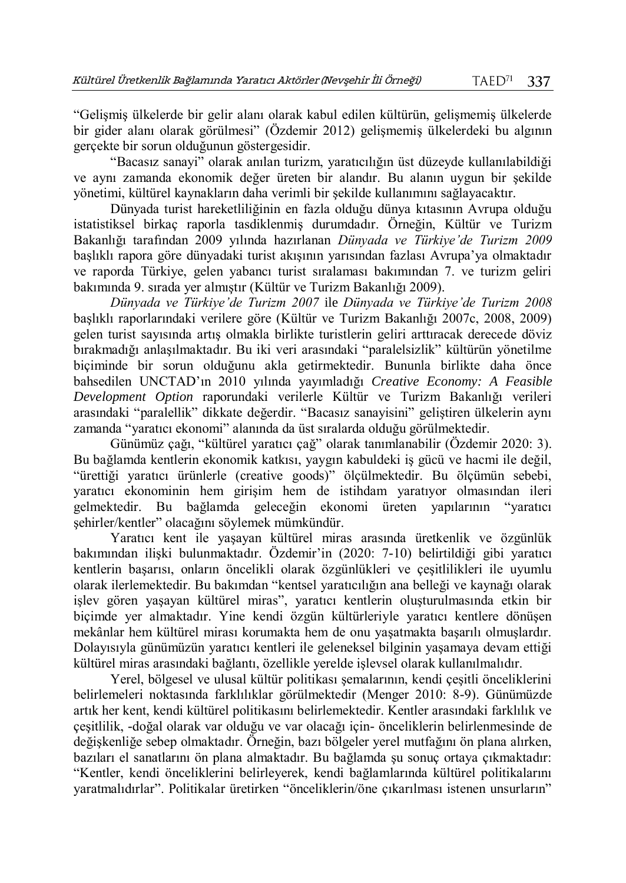"Gelişmiş ülkelerde bir gelir alanı olarak kabul edilen kültürün, gelişmemiş ülkelerde bir gider alanı olarak görülmesi" (Özdemir 2012) gelişmemiş ülkelerdeki bu algının gerçekte bir sorun olduğunun göstergesidir.

"Bacasız sanayi" olarak anılan turizm, yaratıcılığın üst düzeyde kullanılabildiği ve aynı zamanda ekonomik değer üreten bir alandır. Bu alanın uygun bir şekilde yönetimi, kültürel kaynakların daha verimli bir şekilde kullanımını sağlayacaktır.

Dünyada turist hareketliliğinin en fazla olduğu dünya kıtasının Avrupa olduğu istatistiksel birkaç raporla tasdiklenmiş durumdadır. Örneğin, Kültür ve Turizm Bakanlığı tarafından 2009 yılında hazırlanan *Dünyada ve Türkiye'de Turizm 2009* başlıklı rapora göre dünyadaki turist akışının yarısından fazlası Avrupa'ya olmaktadır ve raporda Türkiye, gelen yabancı turist sıralaması bakımından 7. ve turizm geliri bakımında 9. sırada yer almıştır (Kültür ve Turizm Bakanlığı 2009).

*Dünyada ve Türkiye'de Turizm 2007* ile *Dünyada ve Türkiye'de Turizm 2008* başlıklı raporlarındaki verilere göre (Kültür ve Turizm Bakanlığı 2007c, 2008, 2009) gelen turist sayısında artış olmakla birlikte turistlerin geliri arttıracak derecede döviz bırakmadığı anlaşılmaktadır. Bu iki veri arasındaki "paralelsizlik" kültürün yönetilme biçiminde bir sorun olduğunu akla getirmektedir. Bununla birlikte daha önce bahsedilen UNCTAD'ın 2010 yılında yayımladığı *Creative Economy: A Feasible Development Option* raporundaki verilerle Kültür ve Turizm Bakanlığı verileri arasındaki "paralellik" dikkate değerdir. "Bacasız sanayisini" geliştiren ülkelerin aynı zamanda "yaratıcı ekonomi" alanında da üst sıralarda olduğu görülmektedir.

Günümüz çağı, "kültürel yaratıcı çağ" olarak tanımlanabilir (Özdemir 2020: 3). Bu bağlamda kentlerin ekonomik katkısı, yaygın kabuldeki iş gücü ve hacmi ile değil, "ürettiği yaratıcı ürünlerle (creative goods)" ölçülmektedir. Bu ölçümün sebebi, yaratıcı ekonominin hem girişim hem de istihdam yaratıyor olmasından ileri gelmektedir. Bu bağlamda geleceğin ekonomi üreten yapılarının "yaratıcı şehirler/kentler" olacağını söylemek mümkündür.

Yaratıcı kent ile yaşayan kültürel miras arasında üretkenlik ve özgünlük bakımından ilişki bulunmaktadır. Özdemir'in (2020: 7-10) belirtildiği gibi yaratıcı kentlerin başarısı, onların öncelikli olarak özgünlükleri ve çeşitlilikleri ile uyumlu olarak ilerlemektedir. Bu bakımdan "kentsel yaratıcılığın ana belleği ve kaynağı olarak işlev gören yaşayan kültürel miras", yaratıcı kentlerin oluşturulmasında etkin bir biçimde yer almaktadır. Yine kendi özgün kültürleriyle yaratıcı kentlere dönüşen mekânlar hem kültürel mirası korumakta hem de onu yaşatmakta başarılı olmuşlardır. Dolayısıyla günümüzün yaratıcı kentleri ile geleneksel bilginin yaşamaya devam ettiği kültürel miras arasındaki bağlantı, özellikle yerelde işlevsel olarak kullanılmalıdır.

Yerel, bölgesel ve ulusal kültür politikası şemalarının, kendi çeşitli önceliklerini belirlemeleri noktasında farklılıklar görülmektedir (Menger 2010: 8-9). Günümüzde artık her kent, kendi kültürel politikasını belirlemektedir. Kentler arasındaki farklılık ve çeşitlilik, -doğal olarak var olduğu ve var olacağı için- önceliklerin belirlenmesinde de değişkenliğe sebep olmaktadır. Örneğin, bazı bölgeler yerel mutfağını ön plana alırken, bazıları el sanatlarını ön plana almaktadır. Bu bağlamda şu sonuç ortaya çıkmaktadır: "Kentler, kendi önceliklerini belirleyerek, kendi bağlamlarında kültürel politikalarını yaratmalıdırlar". Politikalar üretirken "önceliklerin/öne çıkarılması istenen unsurların"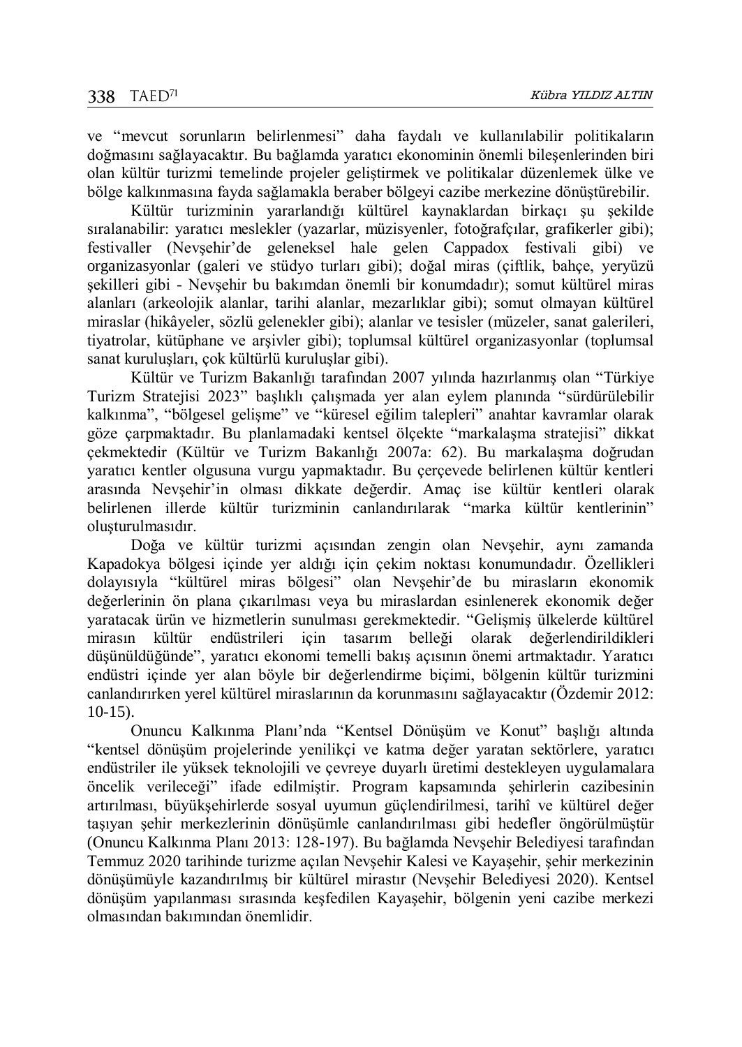ve “mevcut sorunların belirlenmesi” daha faydalı ve kullanılabilir politikaların doğmasını sağlayacaktır. Bu bağlamda yaratıcı ekonominin önemli bileşenlerinden biri olan kültür turizmi temelinde projeler geliştirmek ve politikalar düzenlemek ülke ve bölge kalkınmasına fayda sağlamakla beraber bölgeyi cazibe merkezine dönüştürebilir.

Kültür turizminin yararlandığı kültürel kaynaklardan birkaçı şu şekilde sıralanabilir: yaratıcı meslekler (yazarlar, müzisyenler, fotoğrafçılar, grafikerler gibi); festivaller (Nevşehir’de geleneksel hale gelen Cappadox festivali gibi) ve organizasyonlar (galeri ve stüdyo turları gibi); doğal miras (çiftlik, bahçe, yeryüzü şekilleri gibi - Nevşehir bu bakımdan önemli bir konumdadır); somut kültürel miras alanları (arkeolojik alanlar, tarihi alanlar, mezarlıklar gibi); somut olmayan kültürel miraslar (hikâyeler, sözlü gelenekler gibi); alanlar ve tesisler (müzeler, sanat galerileri, tiyatrolar, kütüphane ve arşivler gibi); toplumsal kültürel organizasyonlar (toplumsal sanat kuruluşları, çok kültürlü kuruluşlar gibi).

Kültür ve Turizm Bakanlığı tarafından 2007 yılında hazırlanmış olan “Türkiye Turizm Stratejisi 2023” başlıklı çalışmada yer alan eylem planında “sürdürülebilir kalkınma”, “bölgesel gelişme” ve “küresel eğilim talepleri” anahtar kavramlar olarak göze çarpmaktadır. Bu planlamadaki kentsel ölçekte “markalaşma stratejisi” dikkat çekmektedir (Kültür ve Turizm Bakanlığı 2007a: 62). Bu markalaşma doğrudan yaratıcı kentler olgusuna vurgu yapmaktadır. Bu çerçevede belirlenen kültür kentleri arasında Nevşehir’in olması dikkate değerdir. Amaç ise kültür kentleri olarak belirlenen illerde kültür turizminin canlandırılarak “marka kültür kentlerinin” oluşturulmasıdır.

Doğa ve kültür turizmi açısından zengin olan Nevşehir, aynı zamanda Kapadokya bölgesi içinde yer aldığı için çekim noktası konumundadır. Özellikleri dolayısıyla “kültürel miras bölgesi” olan Nevşehir’de bu mirasların ekonomik değerlerinin ön plana çıkarılması veya bu miraslardan esinlenerek ekonomik değer yaratacak ürün ve hizmetlerin sunulması gerekmektedir. “Gelişmiş ülkelerde kültürel mirasın kültür endüstrileri için tasarım belleği olarak değerlendirildikleri düşünüldüğünde”, yaratıcı ekonomi temelli bakış açısının önemi artmaktadır. Yaratıcı endüstri içinde yer alan böyle bir değerlendirme biçimi, bölgenin kültür turizmini canlandırırken yerel kültürel miraslarının da korunmasını sağlayacaktır (Özdemir 2012: 10-15).

Onuncu Kalkınma Planı’nda “Kentsel Dönüşüm ve Konut” başlığı altında “kentsel dönüşüm projelerinde yenilikçi ve katma değer yaratan sektörlere, yaratıcı endüstriler ile yüksek teknolojili ve çevreye duyarlı üretimi destekleyen uygulamalara öncelik verileceği” ifade edilmiştir. Program kapsamında şehirlerin cazibesinin artırılması, büyükşehirlerde sosyal uyumun güçlendirilmesi, tarihî ve kültürel değer taşıyan şehir merkezlerinin dönüşümle canlandırılması gibi hedefler öngörülmüştür (Onuncu Kalkınma Planı 2013: 128-197). Bu bağlamda Nevşehir Belediyesi tarafından Temmuz 2020 tarihinde turizme açılan Nevşehir Kalesi ve Kayaşehir, şehir merkezinin dönüşümüyle kazandırılmış bir kültürel mirastır (Nevşehir Belediyesi 2020). Kentsel dönüşüm yapılanması sırasında keşfedilen Kayaşehir, bölgenin yeni cazibe merkezi olmasından bakımından önemlidir.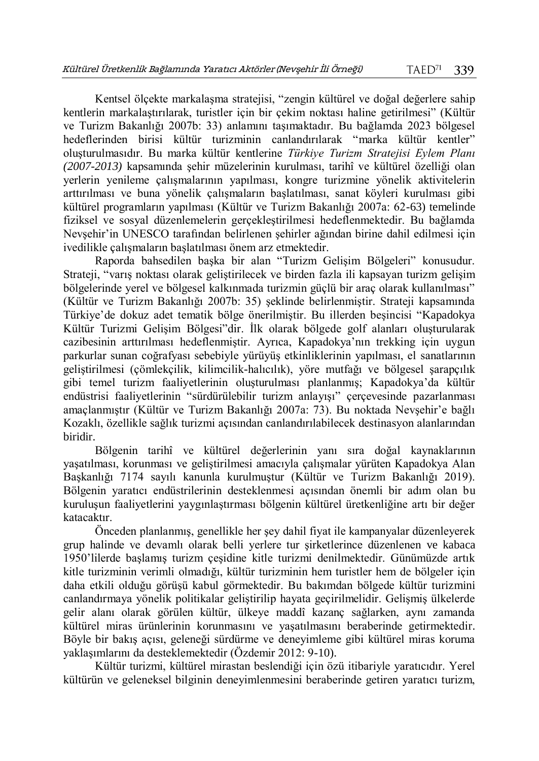Kentsel ölçekte markalaşma stratejisi, "zengin kültürel ve doğal değerlere sahip kentlerin markalaştırılarak, turistler için bir çekim noktası haline getirilmesi" (Kültür ve Turizm Bakanlığı 2007b: 33) anlamını taşımaktadır. Bu bağlamda 2023 bölgesel hedeflerinden birisi kültür turizminin canlandırılarak "marka kültür kentler" oluşturulmasıdır. Bu marka kültür kentlerine *Türkiye Turizm Stratejisi Eylem Planı (2007-2013)* kapsamında şehir müzelerinin kurulması, tarihî ve kültürel özelliği olan yerlerin yenileme çalışmalarının yapılması, kongre turizmine yönelik aktivitelerin arttırılması ve buna yönelik çalışmaların başlatılması, sanat köyleri kurulması gibi kültürel programların yapılması (Kültür ve Turizm Bakanlığı 2007a: 62-63) temelinde fiziksel ve sosyal düzenlemelerin gerçekleştirilmesi hedeflenmektedir. Bu bağlamda Nevşehir'in UNESCO tarafından belirlenen şehirler ağından birine dahil edilmesi için ivedilikle çalışmaların başlatılması önem arz etmektedir.

Raporda bahsedilen başka bir alan "Turizm Gelişim Bölgeleri" konusudur. Strateji, "varış noktası olarak geliştirilecek ve birden fazla ili kapsayan turizm gelişim bölgelerinde yerel ve bölgesel kalkınmada turizmin güçlü bir araç olarak kullanılması" (Kültür ve Turizm Bakanlığı 2007b: 35) şeklinde belirlenmiştir. Strateji kapsamında Türkiye'de dokuz adet tematik bölge önerilmiştir. Bu illerden beşincisi "Kapadokya Kültür Turizmi Gelişim Bölgesi"dir. İlk olarak bölgede golf alanları oluşturularak cazibesinin arttırılması hedeflenmiştir. Ayrıca, Kapadokya'nın trekking için uygun parkurlar sunan coğrafyası sebebiyle yürüyüş etkinliklerinin yapılması, el sanatlarının geliştirilmesi (çömlekçilik, kilimcilik-halıcılık), yöre mutfağı ve bölgesel şarapçılık gibi temel turizm faaliyetlerinin oluşturulması planlanmış; Kapadokya'da kültür endüstrisi faaliyetlerinin "sürdürülebilir turizm anlayışı" çerçevesinde pazarlanması amaçlanmıştır (Kültür ve Turizm Bakanlığı 2007a: 73). Bu noktada Nevşehir'e bağlı Kozaklı, özellikle sağlık turizmi açısından canlandırılabilecek destinasyon alanlarından biridir.

Bölgenin tarihî ve kültürel değerlerinin yanı sıra doğal kaynaklarının yaşatılması, korunması ve geliştirilmesi amacıyla çalışmalar yürüten Kapadokya Alan Başkanlığı 7174 sayılı kanunla kurulmuştur (Kültür ve Turizm Bakanlığı 2019). Bölgenin yaratıcı endüstrilerinin desteklenmesi açısından önemli bir adım olan bu kuruluşun faaliyetlerini yaygınlaştırması bölgenin kültürel üretkenliğine artı bir değer katacaktır.

Önceden planlanmış, genellikle her şey dahil fiyat ile kampanyalar düzenleyerek grup halinde ve devamlı olarak belli yerlere tur şirketlerince düzenlenen ve kabaca 1950'lilerde başlamış turizm çeşidine kitle turizmi denilmektedir. Günümüzde artık kitle turizminin verimli olmadığı, kültür turizminin hem turistler hem de bölgeler için daha etkili olduğu görüşü kabul görmektedir. Bu bakımdan bölgede kültür turizmini canlandırmaya yönelik politikalar geliştirilip hayata geçirilmelidir. Gelişmiş ülkelerde gelir alanı olarak görülen kültür, ülkeye maddî kazanç sağlarken, aynı zamanda kültürel miras ürünlerinin korunmasını ve yaşatılmasını beraberinde getirmektedir. Böyle bir bakış açısı, geleneği sürdürme ve deneyimleme gibi kültürel miras koruma yaklaşımlarını da desteklemektedir (Özdemir 2012: 9-10).

Kültür turizmi, kültürel mirastan beslendiği için özü itibariyle yaratıcıdır. Yerel kültürün ve geleneksel bilginin deneyimlenmesini beraberinde getiren yaratıcı turizm,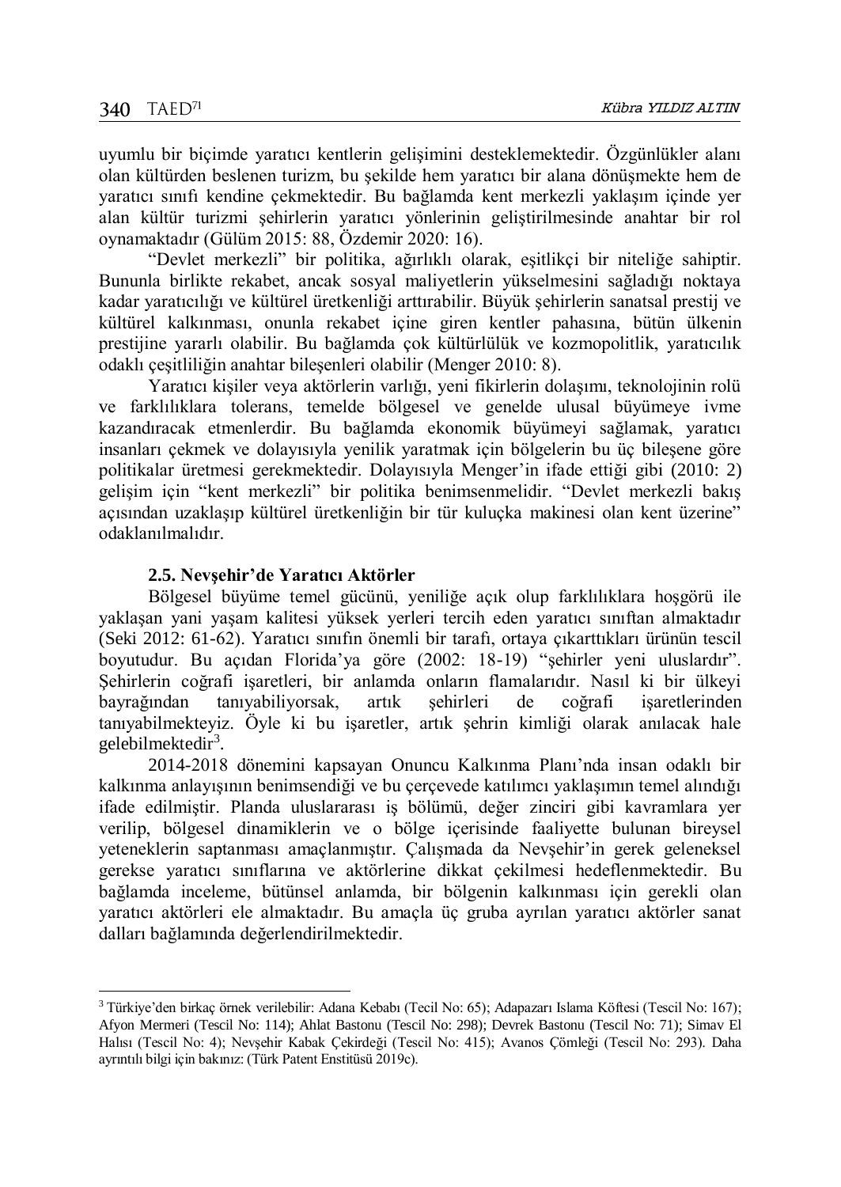uyumlu bir biçimde yaratıcı kentlerin gelişimini desteklemektedir. Özgünlükler alanı olan kültürden beslenen turizm, bu şekilde hem yaratıcı bir alana dönüşmekte hem de yaratıcı sınıfı kendine çekmektedir. Bu bağlamda kent merkezli yaklaşım içinde yer alan kültür turizmi şehirlerin yaratıcı yönlerinin geliştirilmesinde anahtar bir rol oynamaktadır (Gülüm 2015: 88, Özdemir 2020: 16).

"Devlet merkezli" bir politika, ağırlıklı olarak, eşitlikçi bir niteliğe sahiptir. Bununla birlikte rekabet, ancak sosyal maliyetlerin yükselmesini sağladığı noktaya kadar yaratıcılığı ve kültürel üretkenliği arttırabilir. Büyük şehirlerin sanatsal prestij ve kültürel kalkınması, onunla rekabet içine giren kentler pahasına, bütün ülkenin prestijine yararlı olabilir. Bu bağlamda çok kültürlülük ve kozmopolitlik, yaratıcılık odaklı çeşitliliğin anahtar bileşenleri olabilir (Menger 2010: 8).

Yaratıcı kişiler veya aktörlerin varlığı, yeni fikirlerin dolaşımı, teknolojinin rolü ve farklılıklara tolerans, temelde bölgesel ve genelde ulusal büyümeye ivme kazandıracak etmenlerdir. Bu bağlamda ekonomik büyümeyi sağlamak, yaratıcı insanları çekmek ve dolayısıyla yenilik yaratmak için bölgelerin bu üç bileşene göre politikalar üretmesi gerekmektedir. Dolayısıyla Menger'in ifade ettiği gibi (2010: 2) gelişim için "kent merkezli" bir politika benimsenmelidir. "Devlet merkezli bakış açısından uzaklaşıp kültürel üretkenliğin bir tür kuluçka makinesi olan kent üzerine" odaklanılmalıdır.

### 2.5. Nevşehir'de Yaratıcı Aktörler

Bölgesel büyüme temel gücünü, yeniliğe açık olup farklılıklara hoşgörü ile yaklaşan yani yaşam kalitesi yüksek yerleri tercih eden yaratıcı sınıftan almaktadır (Seki 2012: 61-62). Yaratıcı sınıfın önemli bir tarafı, ortaya çıkarttıkları ürünün tescil boyutudur. Bu açıdan Florida'ya göre (2002: 18-19) "şehirler yeni uluslardır". Şehirlerin coğrafi işaretleri, bir anlamda onların flamalarıdır. Nasıl ki bir ülkeyi bayrağından tanıyabiliyorsak, artık şehirleri de coğrafi işaretlerinden tanıyabilmekteyiz. Öyle ki bu işaretler, artık şehrin kimliği olarak anılacak hale gelebilmektedir[3].

2014-2018 dönemini kapsayan Onuncu Kalkınma Planı'nda insan odaklı bir kalkınma anlayışının benimsendiği ve bu çerçevede katılımcı yaklaşımın temel alındığı ifade edilmiştir. Planda uluslararası iş bölümü, değer zinciri gibi kavramlara yer verilip, bölgesel dinamiklerin ve o bölge içerisinde faaliyette bulunan bireysel yeteneklerin saptanması amaçlanmıştır. Çalışmada da Nevşehir'in gerek geleneksel gerekse yaratıcı sınıflarına ve aktörlerine dikkat çekilmesi hedeflenmektedir. Bu bağlamda inceleme, bütünsel anlamda, bir bölgenin kalkınması için gerekli olan yaratıcı aktörleri ele almaktadır. Bu amaçla üç gruba ayrılan yaratıcı aktörler sanat dalları bağlamında değerlendirilmektedir.

---

[3] Türkiye'den birkaç örnek verilebilir: Adana Kebabı (Tecil No: 65); Adapazarı Islama Köftesi (Tescil No: 167); Afyon Mermeri (Tescil No: 114); Ahlat Bastonu (Tescil No: 298); Devrek Bastonu (Tescil No: 71); Simav El Halısı (Tescil No: 4); Nevşehir Kabak Çekirdeği (Tescil No: 415); Avanos Çömleği (Tescil No: 293). Daha ayrıntılı bilgi için bakınız: (Türk Patent Enstitüsü 2019c).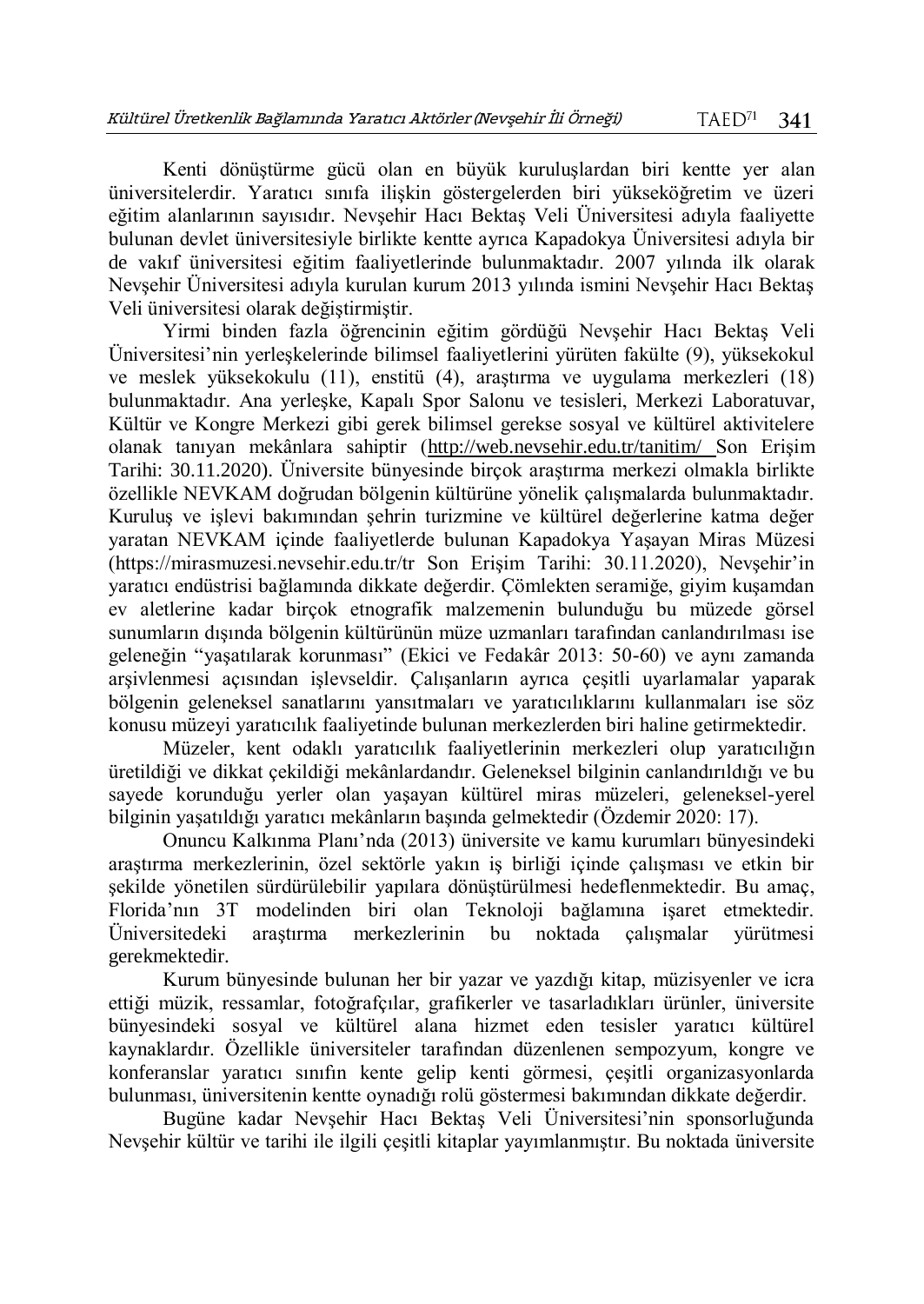Kenti dönüştürme gücü olan en büyük kuruluşlardan biri kentte yer alan üniversitelerdir. Yaratıcı sınıfa ilişkin göstergelerden biri yükseköğretim ve üzeri eğitim alanlarının sayısıdır. Nevşehir Hacı Bektaş Veli Üniversitesi adıyla faaliyette bulunan devlet üniversitesiyle birlikte kentte ayrıca Kapadokya Üniversitesi adıyla bir de vakıf üniversitesi eğitim faaliyetlerinde bulunmaktadır. 2007 yılında ilk olarak Nevşehir Üniversitesi adıyla kurulan kurum 2013 yılında ismini Nevşehir Hacı Bektaş Veli üniversitesi olarak değiştirmiştir.

Yirmi binden fazla öğrencinin eğitim gördüğü Nevşehir Hacı Bektaş Veli Üniversitesi'nin yerleşkelerinde bilimsel faaliyetlerini yürüten fakülte (9), yüksekokul ve meslek yüksekokulu (11), enstitü (4), araştırma ve uygulama merkezleri (18) bulunmaktadır. Ana yerleşke, Kapalı Spor Salonu ve tesisleri, Merkezi Laboratuvar, Kültür ve Kongre Merkezi gibi gerek bilimsel gerekse sosyal ve kültürel aktivitelere olanak tanıyan mekânlara sahiptir (http://web.nevsehir.edu.tr/tanitim/ Son Erişim Tarihi: 30.11.2020). Üniversite bünyesinde birçok araştırma merkezi olmakla birlikte özellikle NEVKAM doğrudan bölgenin kültürüne yönelik çalışmalarda bulunmaktadır. Kuruluş ve işlevi bakımından şehrin turizmine ve kültürel değerlerine katma değer yaratan NEVKAM içinde faaliyetlerde bulunan Kapadokya Yaşayan Miras Müzesi (https://mirasmuzesi.nevsehir.edu.tr/tr Son Erişim Tarihi: 30.11.2020), Nevşehir'in yaratıcı endüstrisi bağlamında dikkate değerdir. Çömlekten seramiğe, giyim kuşamdan ev aletlerine kadar birçok etnografik malzemenin bulunduğu bu müzede görsel sunumların dışında bölgenin kültürünün müze uzmanları tarafından canlandırılması ise geleneğin "yaşatılarak korunması" (Ekici ve Fedakâr 2013: 50-60) ve aynı zamanda arşivlenmesi açısından işlevseldir. Çalışanların ayrıca çeşitli uyarlamalar yaparak bölgenin geleneksel sanatlarını yansıtmaları ve yaratıcılıklarını kullanmaları ise söz konusu müzeyi yaratıcılık faaliyetinde bulunan merkezlerden biri haline getirmektedir.

Müzeler, kent odaklı yaratıcılık faaliyetlerinin merkezleri olup yaratıcılığın üretildiği ve dikkat çekildiği mekânlardandır. Geleneksel bilginin canlandırıldığı ve bu sayede korunduğu yerler olan yaşayan kültürel miras müzeleri, geleneksel-yerel bilginin yaşatıldığı yaratıcı mekânların başında gelmektedir (Özdemir 2020: 17).

Onuncu Kalkınma Planı'nda (2013) üniversite ve kamu kurumları bünyesindeki araştırma merkezlerinin, özel sektörle yakın iş birliği içinde çalışması ve etkin bir şekilde yönetilen sürdürülebilir yapılara dönüştürülmesi hedeflenmektedir. Bu amaç, Florida'nın 3T modelinden biri olan Teknoloji bağlamına işaret etmektedir. Üniversitedeki araştırma merkezlerinin bu noktada çalışmalar yürütmesi gerekmektedir.

Kurum bünyesinde bulunan her bir yazar ve yazdığı kitap, müzisyenler ve icra ettiği müzik, ressamlar, fotoğrafçılar, grafikerler ve tasarladıkları ürünler, üniversite bünyesindeki sosyal ve kültürel alana hizmet eden tesisler yaratıcı kültürel kaynaklardır. Özellikle üniversiteler tarafından düzenlenen sempozyum, kongre ve konferanslar yaratıcı sınıfın kente gelip kenti görmesi, çeşitli organizasyonlarda bulunması, üniversitenin kentte oynadığı rolü göstermesi bakımından dikkate değerdir.

Bugüne kadar Nevşehir Hacı Bektaş Veli Üniversitesi'nin sponsorluğunda Nevşehir kültür ve tarihi ile ilgili çeşitli kitaplar yayımlanmıştır. Bu noktada üniversite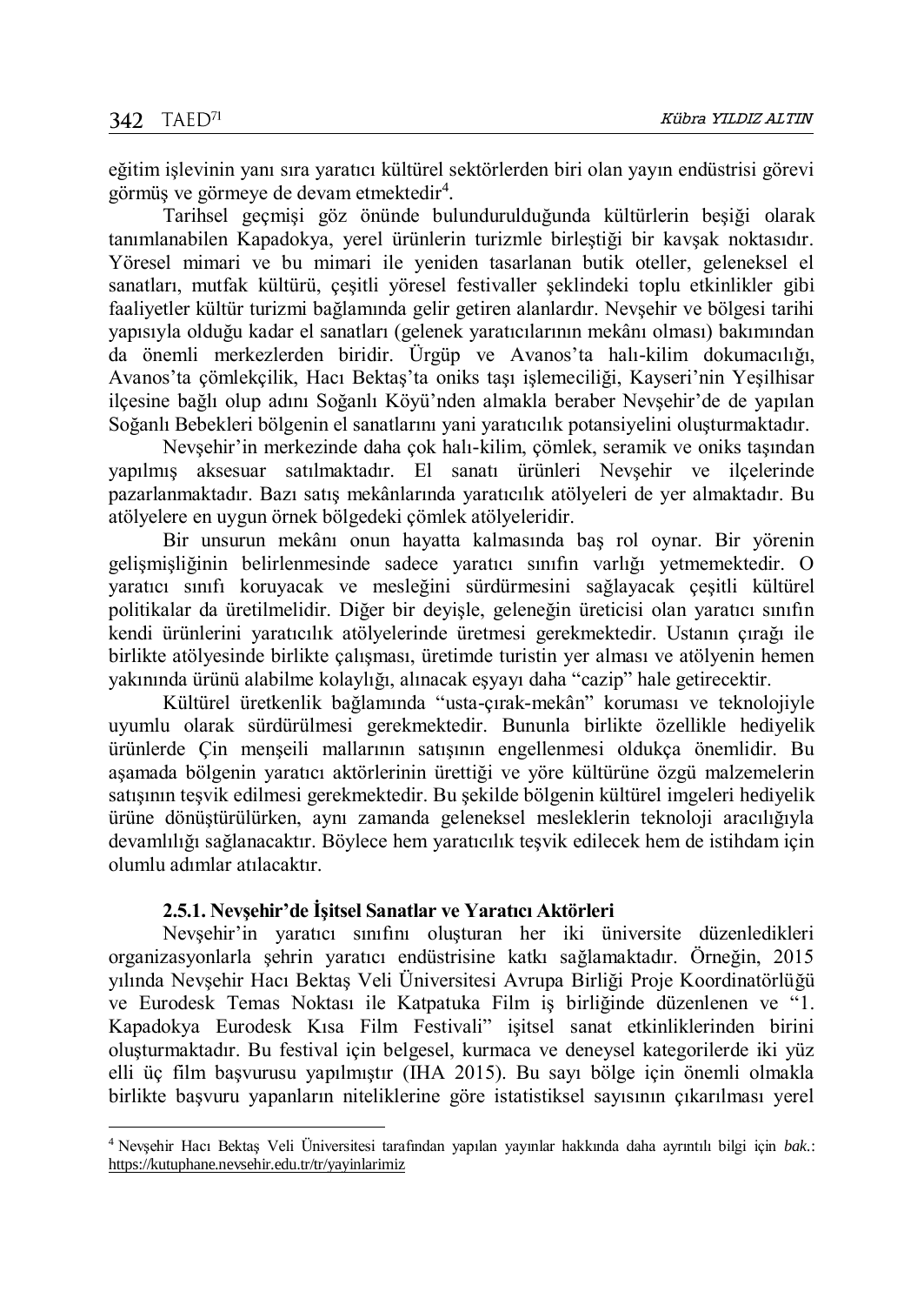eğitim işlevinin yanı sıra yaratıcı kültürel sektörlerden biri olan yayın endüstrisi görevi görmüş ve görmeye de devam etmektedir[4].

Tarihsel geçmişi göz önünde bulundurulduğunda kültürlerin beşiği olarak tanımlanabilen Kapadokya, yerel ürünlerin turizmle birleştiği bir kavşak noktasıdır. Yöresel mimari ve bu mimari ile yeniden tasarlanan butik oteller, geleneksel el sanatları, mutfak kültürü, çeşitli yöresel festivaller şeklindeki toplu etkinlikler gibi faaliyetler kültür turizmi bağlamında gelir getiren alanlardır. Nevşehir ve bölgesi tarihi yapısıyla olduğu kadar el sanatları (gelenek yaratıcılarının mekânı olması) bakımından da önemli merkezlerden biridir. Ürgüp ve Avanos'ta halı-kilim dokumacılığı, Avanos'ta çömlekçilik, Hacı Bektaş'ta oniks taşı işlemeciliği, Kayseri'nin Yeşilhisar ilçesine bağlı olup adını Soğanlı Köyü'nden almakla beraber Nevşehir'de de yapılan Soğanlı Bebekleri bölgenin el sanatlarını yani yaratıcılık potansiyelini oluşturmaktadır.

Nevşehir'in merkezinde daha çok halı-kilim, çömlek, seramik ve oniks taşından yapılmış aksesuar satılmaktadır. El sanatı ürünleri Nevşehir ve ilçelerinde pazarlanmaktadır. Bazı satış mekânlarında yaratıcılık atölyeleri de yer almaktadır. Bu atölyelere en uygun örnek bölgedeki çömlek atölyeleridir.

Bir unsurun mekânı onun hayatta kalmasında baş rol oynar. Bir yörenin gelişmişliğinin belirlenmesinde sadece yaratıcı sınıfın varlığı yetmemektedir. O yaratıcı sınıfı koruyacak ve mesleğini sürdürmesini sağlayacak çeşitli kültürel politikalar da üretilmelidir. Diğer bir deyişle, geleneğin üreticisi olan yaratıcı sınıfın kendi ürünlerini yaratıcılık atölyelerinde üretmesi gerekmektedir. Ustanın çırağı ile birlikte atölyesinde birlikte çalışması, üretimde turistin yer alması ve atölyenin hemen yakınında ürünü alabilme kolaylığı, alınacak eşyayı daha "cazip" hale getirecektir.

Kültürel üretkenlik bağlamında "usta-çırak-mekân" koruması ve teknolojiyle uyumlu olarak sürdürülmesi gerekmektedir. Bununla birlikte özellikle hediyelik ürünlerde Çin menşeili mallarının satışının engellenmesi oldukça önemlidir. Bu aşamada bölgenin yaratıcı aktörlerinin ürettiği ve yöre kültürüne özgü malzemelerin satışının teşvik edilmesi gerekmektedir. Bu şekilde bölgenin kültürel imgeleri hediyelik ürüne dönüştürülürken, aynı zamanda geleneksel mesleklerin teknoloji aracılığıyla devamlılığı sağlanacaktır. Böylece hem yaratıcılık teşvik edilecek hem de istihdam için olumlu adımlar atılacaktır.

#### 2.5.1. Nevşehir'de İşitsel Sanatlar ve Yaratıcı Aktörleri

Nevşehir'in yaratıcı sınıfını oluşturan her iki üniversite düzenledikleri organizasyonlarla şehrin yaratıcı endüstrisine katkı sağlamaktadır. Örneğin, 2015 yılında Nevşehir Hacı Bektaş Veli Üniversitesi Avrupa Birliği Proje Koordinatörlüğü ve Eurodesk Temas Noktası ile Katpatuka Film iş birliğinde düzenlenen ve "1. Kapadokya Eurodesk Kısa Film Festivali" işitsel sanat etkinliklerinden birini oluşturmaktadır. Bu festival için belgesel, kurmaca ve deneysel kategorilerde iki yüz elli üç film başvurusu yapılmıştır (IHA 2015). Bu sayı bölge için önemli olmakla birlikte başvuru yapanların niteliklerine göre istatistiksel sayısının çıkarılması yerel

---

[4] Nevşehir Hacı Bektaş Veli Üniversitesi tarafından yapılan yayınlar hakkında daha ayrıntılı bilgi için *bak.*: https://kutuphane.nevsehir.edu.tr/tr/yayinlarimiz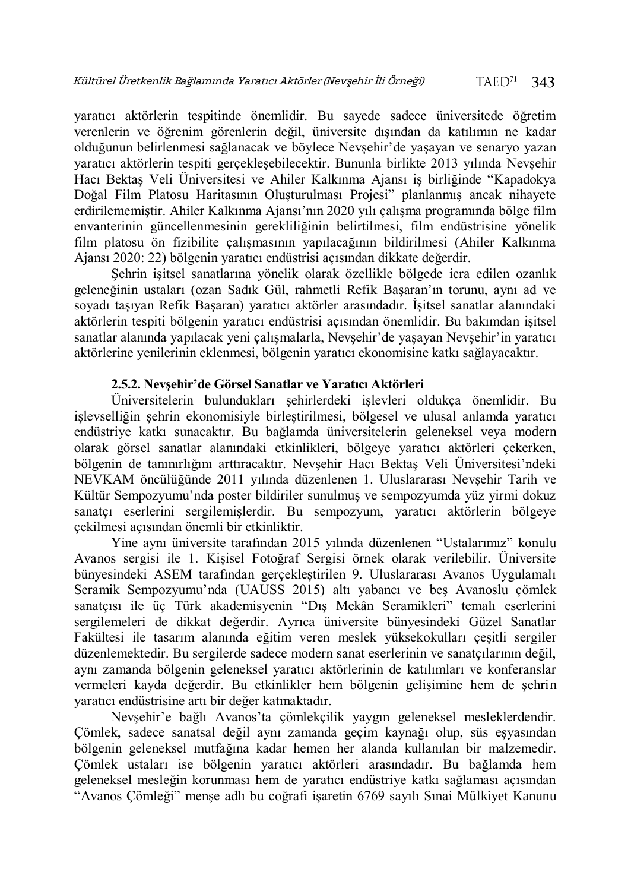yaratıcı aktörlerin tespitinde önemlidir. Bu sayede sadece üniversitede öğretim verenlerin ve öğrenim görenlerin değil, üniversite dışından da katılımın ne kadar olduğunun belirlenmesi sağlanacak ve böylece Nevşehir'de yaşayan ve senaryo yazan yaratıcı aktörlerin tespiti gerçekleşebilecektir. Bununla birlikte 2013 yılında Nevşehir Hacı Bektaş Veli Üniversitesi ve Ahiler Kalkınma Ajansı iş birliğinde "Kapadokya Doğal Film Platosu Haritasının Oluşturulması Projesi" planlanmış ancak nihayete erdirilememiştir. Ahiler Kalkınma Ajansı'nın 2020 yılı çalışma programında bölge film envanterinin güncellenmesinin gerekliliğinin belirtilmesi, film endüstrisine yönelik film platosu ön fizibilite çalışmasının yapılacağının bildirilmesi (Ahiler Kalkınma Ajansı 2020: 22) bölgenin yaratıcı endüstrisi açısından dikkate değerdir.

Şehrin işitsel sanatlarına yönelik olarak özellikle bölgede icra edilen ozanlık geleneğinin ustaları (ozan Sadık Gül, rahmetli Refik Başaran'ın torunu, aynı ad ve soyadı taşıyan Refik Başaran) yaratıcı aktörler arasındadır. İşitsel sanatlar alanındaki aktörlerin tespiti bölgenin yaratıcı endüstrisi açısından önemlidir. Bu bakımdan işitsel sanatlar alanında yapılacak yeni çalışmalarla, Nevşehir'de yaşayan Nevşehir'in yaratıcı aktörlerine yenilerinin eklenmesi, bölgenin yaratıcı ekonomisine katkı sağlayacaktır.

#### 2.5.2. Nevşehir'de Görsel Sanatlar ve Yaratıcı Aktörleri

Üniversitelerin bulundukları şehirlerdeki işlevleri oldukça önemlidir. Bu işlevselliğin şehrin ekonomisiyle birleştirilmesi, bölgesel ve ulusal anlamda yaratıcı endüstriye katkı sunacaktır. Bu bağlamda üniversitelerin geleneksel veya modern olarak görsel sanatlar alanındaki etkinlikleri, bölgeye yaratıcı aktörleri çekerken, bölgenin de tanınırlığını arttıracaktır. Nevşehir Hacı Bektaş Veli Üniversitesi'ndeki NEVKAM öncülüğünde 2011 yılında düzenlenen 1. Uluslararası Nevşehir Tarih ve Kültür Sempozyumu'nda poster bildiriler sunulmuş ve sempozyumda yüz yirmi dokuz sanatçı eserlerini sergilemişlerdir. Bu sempozyum, yaratıcı aktörlerin bölgeye çekilmesi açısından önemli bir etkinliktir.

Yine aynı üniversite tarafından 2015 yılında düzenlenen "Ustalarımız" konulu Avanos sergisi ile 1. Kişisel Fotoğraf Sergisi örnek olarak verilebilir. Üniversite bünyesindeki ASEM tarafından gerçekleştirilen 9. Uluslararası Avanos Uygulamalı Seramik Sempozyumu'nda (UAUSS 2015) altı yabancı ve beş Avanoslu çömlek sanatçısı ile üç Türk akademisyenin "Dış Mekân Seramikleri" temalı eserlerini sergilemeleri de dikkat değerdir. Ayrıca üniversite bünyesindeki Güzel Sanatlar Fakültesi ile tasarım alanında eğitim veren meslek yüksekokulları çeşitli sergiler düzenlemektedir. Bu sergilerde sadece modern sanat eserlerinin ve sanatçılarının değil, aynı zamanda bölgenin geleneksel yaratıcı aktörlerinin de katılımları ve konferanslar vermeleri kayda değerdir. Bu etkinlikler hem bölgenin gelişimine hem de şehrin yaratıcı endüstrisine artı bir değer katmaktadır.

Nevşehir'e bağlı Avanos'ta çömlekçilik yaygın geleneksel mesleklerdendir. Çömlek, sadece sanatsal değil aynı zamanda geçim kaynağı olup, süs eşyasından bölgenin geleneksel mutfağına kadar hemen her alanda kullanılan bir malzemedir. Çömlek ustaları ise bölgenin yaratıcı aktörleri arasındadır. Bu bağlamda hem geleneksel mesleğin korunması hem de yaratıcı endüstriye katkı sağlaması açısından "Avanos Çömleği" menşe adlı bu coğrafi işaretin 6769 sayılı Sınai Mülkiyet Kanunu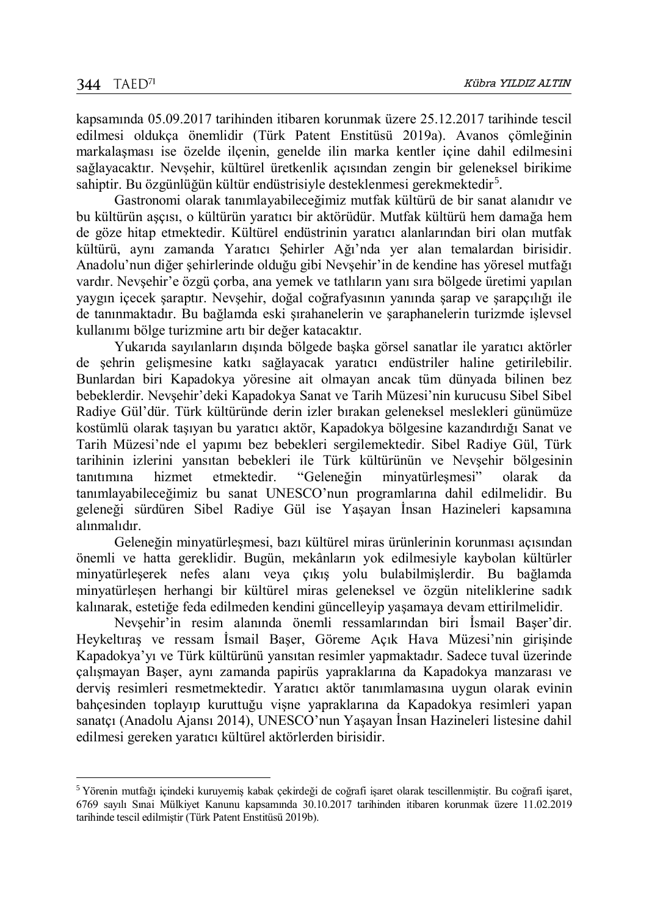kapsamında 05.09.2017 tarihinden itibaren korunmak üzere 25.12.2017 tarihinde tescil edilmesi oldukça önemlidir (Türk Patent Enstitüsü 2019a). Avanos çömleğinin markalaşması ise özelde ilçenin, genelde ilin marka kentler içine dahil edilmesini sağlayacaktır. Nevşehir, kültürel üretkenlik açısından zengin bir geleneksel birikime sahiptir. Bu özgünlüğün kültür endüstrisiyle desteklenmesi gerekmektedir[5].

Gastronomi olarak tanımlayabileceğimiz mutfak kültürü de bir sanat alanıdır ve bu kültürün aşçısı, o kültürün yaratıcı bir aktörüdür. Mutfak kültürü hem damağa hem de göze hitap etmektedir. Kültürel endüstrinin yaratıcı alanlarından biri olan mutfak kültürü, aynı zamanda Yaratıcı Şehirler Ağı'nda yer alan temalardan birisidir. Anadolu'nun diğer şehirlerinde olduğu gibi Nevşehir'in de kendine has yöresel mutfağı vardır. Nevşehir'e özgü çorba, ana yemek ve tatlıların yanı sıra bölgede üretimi yapılan yaygın içecek şaraptır. Nevşehir, doğal coğrafyasının yanında şarap ve şarapçılığı ile de tanınmaktadır. Bu bağlamda eski şırahanelerin ve şaraphanelerin turizmde işlevsel kullanımı bölge turizmine artı bir değer katacaktır.

Yukarıda sayılanların dışında bölgede başka görsel sanatlar ile yaratıcı aktörler de şehrin gelişmesine katkı sağlayacak yaratıcı endüstriler haline getirilebilir. Bunlardan biri Kapadokya yöresine ait olmayan ancak tüm dünyada bilinen bez bebeklerdir. Nevşehir'deki Kapadokya Sanat ve Tarih Müzesi'nin kurucusu Sibel Sibel Radiye Gül'dür. Türk kültüründe derin izler bırakan geleneksel meslekleri günümüze kostümlü olarak taşıyan bu yaratıcı aktör, Kapadokya bölgesine kazandırdığı Sanat ve Tarih Müzesi'nde el yapımı bez bebekleri sergilemektedir. Sibel Radiye Gül, Türk tarihinin izlerini yansıtan bebekleri ile Türk kültürünün ve Nevşehir bölgesinin tanıtımına hizmet etmektedir. "Geleneğin minyatürleşmesi" olarak da tanımlayabileceğimiz bu sanat UNESCO'nun programlarına dahil edilmelidir. Bu geleneği sürdüren Sibel Radiye Gül ise Yaşayan İnsan Hazineleri kapsamına alınmalıdır.

Geleneğin minyatürleşmesi, bazı kültürel miras ürünlerinin korunması açısından önemli ve hatta gereklidir. Bugün, mekânların yok edilmesiyle kaybolan kültürler minyatürleşerek nefes alanı veya çıkış yolu bulabilmişlerdir. Bu bağlamda minyatürleşen herhangi bir kültürel miras geleneksel ve özgün niteliklerine sadık kalınarak, estetiğe feda edilmeden kendini güncelleyip yaşamaya devam ettirilmelidir.

Nevşehir'in resim alanında önemli ressamlarından biri İsmail Başer'dir. Heykeltıraş ve ressam İsmail Başer, Göreme Açık Hava Müzesi'nin girişinde Kapadokya'yı ve Türk kültürünü yansıtan resimler yapmaktadır. Sadece tuval üzerinde çalışmayan Başer, aynı zamanda papirüs yapraklarına da Kapadokya manzarası ve derviş resimleri resmetmektedir. Yaratıcı aktör tanımlamasına uygun olarak evinin bahçesinden toplayıp kuruttuğu vişne yapraklarına da Kapadokya resimleri yapan sanatçı (Anadolu Ajansı 2014), UNESCO'nun Yaşayan İnsan Hazineleri listesine dahil edilmesi gereken yaratıcı kültürel aktörlerden birisidir.

---

[5] Yörenin mutfağı içindeki kuruyemiş kabak çekirdeği de coğrafi işaret olarak tescillenmiştir. Bu coğrafi işaret, 6769 sayılı Sınai Mülkiyet Kanunu kapsamında 30.10.2017 tarihinden itibaren korunmak üzere 11.02.2019 tarihinde tescil edilmiştir (Türk Patent Enstitüsü 2019b).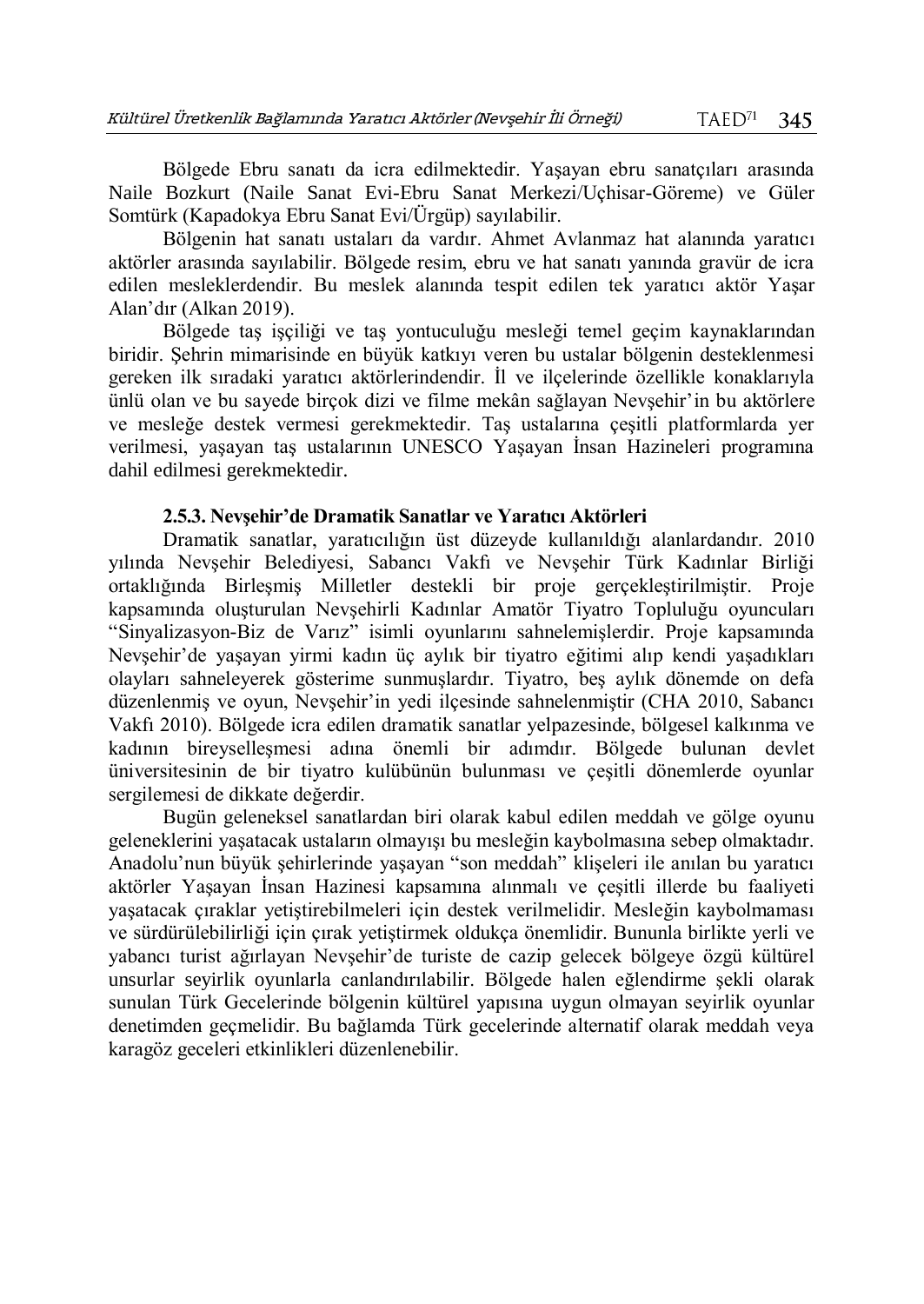Bölgede Ebru sanatı da icra edilmektedir. Yaşayan ebru sanatçıları arasında Naile Bozkurt (Naile Sanat Evi-Ebru Sanat Merkezi/Uçhisar-Göreme) ve Güler Somtürk (Kapadokya Ebru Sanat Evi/Ürgüp) sayılabilir.

Bölgenin hat sanatı ustaları da vardır. Ahmet Avlanmaz hat alanında yaratıcı aktörler arasında sayılabilir. Bölgede resim, ebru ve hat sanatı yanında gravür de icra edilen mesleklerdendir. Bu meslek alanında tespit edilen tek yaratıcı aktör Yaşar Alan'dır (Alkan 2019).

Bölgede taş işçiliği ve taş yontuculuğu mesleği temel geçim kaynaklarından biridir. Şehrin mimarisinde en büyük katkıyı veren bu ustalar bölgenin desteklenmesi gereken ilk sıradaki yaratıcı aktörlerindendir. İl ve ilçelerinde özellikle konaklarıyla ünlü olan ve bu sayede birçok dizi ve filme mekân sağlayan Nevşehir'in bu aktörlere ve mesleğe destek vermesi gerekmektedir. Taş ustalarına çeşitli platformlarda yer verilmesi, yaşayan taş ustalarının UNESCO Yaşayan İnsan Hazineleri programına dahil edilmesi gerekmektedir.

### 2.5.3. Nevşehir'de Dramatik Sanatlar ve Yaratıcı Aktörleri

Dramatik sanatlar, yaratıcılığın üst düzeyde kullanıldığı alanlardandır. 2010 yılında Nevşehir Belediyesi, Sabancı Vakfı ve Nevşehir Türk Kadınlar Birliği ortaklığında Birleşmiş Milletler destekli bir proje gerçekleştirilmiştir. Proje kapsamında oluşturulan Nevşehirli Kadınlar Amatör Tiyatro Topluluğu oyuncuları "Sinyalizasyon-Biz de Varız" isimli oyunlarını sahnelemişlerdir. Proje kapsamında Nevşehir'de yaşayan yirmi kadın üç aylık bir tiyatro eğitimi alıp kendi yaşadıkları olayları sahneleyerek gösterime sunmuşlardır. Tiyatro, beş aylık dönemde on defa düzenlenmiş ve oyun, Nevşehir'in yedi ilçesinde sahnelenmiştir (CHA 2010, Sabancı Vakfı 2010). Bölgede icra edilen dramatik sanatlar yelpazesinde, bölgesel kalkınma ve kadının bireyselleşmesi adına önemli bir adımdır. Bölgede bulunan devlet üniversitesinin de bir tiyatro kulübünün bulunması ve çeşitli dönemlerde oyunlar sergilemesi de dikkate değerdir.

Bugün geleneksel sanatlardan biri olarak kabul edilen meddah ve gölge oyunu geleneklerini yaşatacak ustaların olmayışı bu mesleğin kaybolmasına sebep olmaktadır. Anadolu'nun büyük şehirlerinde yaşayan "son meddah" klişeleri ile anılan bu yaratıcı aktörler Yaşayan İnsan Hazinesi kapsamına alınmalı ve çeşitli illerde bu faaliyeti yaşatacak çıraklar yetiştirebilmeleri için destek verilmelidir. Mesleğin kaybolmaması ve sürdürülebilirliği için çırak yetiştirmek oldukça önemlidir. Bununla birlikte yerli ve yabancı turist ağırlayan Nevşehir'de turiste de cazip gelecek bölgeye özgü kültürel unsurlar seyirlik oyunlarla canlandırılabilir. Bölgede halen eğlendirme şekli olarak sunulan Türk Gecelerinde bölgenin kültürel yapısına uygun olmayan seyirlik oyunlar denetimden geçmelidir. Bu bağlamda Türk gecelerinde alternatif olarak meddah veya karagöz geceleri etkinlikleri düzenlenebilir.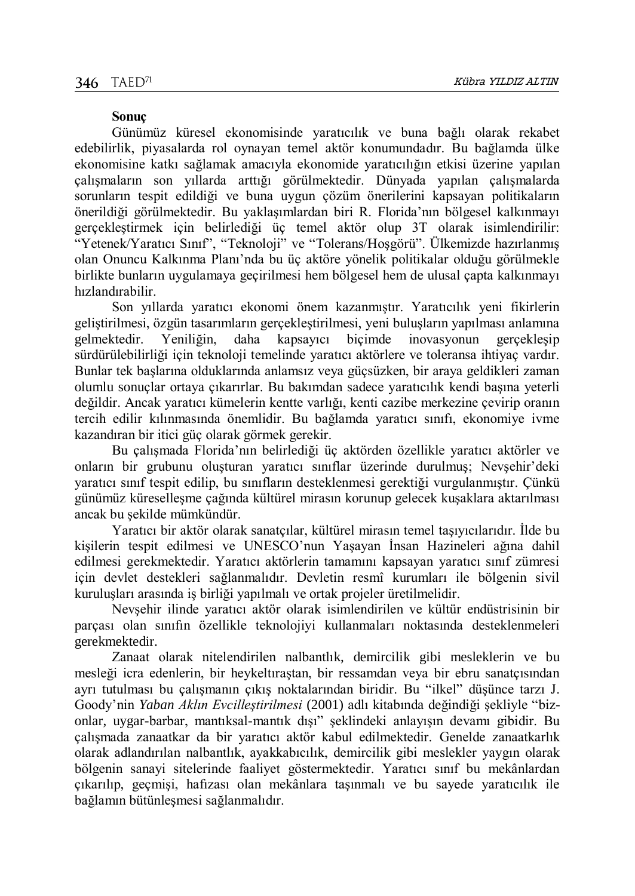**Sonuç**

Günümüz küresel ekonomisinde yaratıcılık ve buna bağlı olarak rekabet edebilirlik, piyasalarda rol oynayan temel aktör konumundadır. Bu bağlamda ülke ekonomisine katkı sağlamak amacıyla ekonomide yaratıcılığın etkisi üzerine yapılan çalışmaların son yıllarda arttığı görülmektedir. Dünyada yapılan çalışmalarda sorunların tespit edildiği ve buna uygun çözüm önerilerini kapsayan politikaların önerildiği görülmektedir. Bu yaklaşımlardan biri R. Florida'nın bölgesel kalkınmayı gerçekleştirmek için belirlediği üç temel aktör olup 3T olarak isimlendirilir: "Yetenek/Yaratıcı Sınıf", "Teknoloji" ve "Tolerans/Hoşgörü". Ülkemizde hazırlanmış olan Onuncu Kalkınma Planı'nda bu üç aktöre yönelik politikalar olduğu görülmekle birlikte bunların uygulamaya geçirilmesi hem bölgesel hem de ulusal çapta kalkınmayı hızlandırabilir.

Son yıllarda yaratıcı ekonomi önem kazanmıştır. Yaratıcılık yeni fikirlerin geliştirilmesi, özgün tasarımların gerçekleştirilmesi, yeni buluşların yapılması anlamına gelmektedir. Yeniliğin, daha kapsayıcı biçimde inovasyonun gerçekleşip sürdürülebilirliği için teknoloji temelinde yaratıcı aktörlere ve toleransa ihtiyaç vardır. Bunlar tek başlarına olduklarında anlamsız veya güçsüzken, bir araya geldikleri zaman olumlu sonuçlar ortaya çıkarırlar. Bu bakımdan sadece yaratıcılık kendi başına yeterli değildir. Ancak yaratıcı kümelerin kentte varlığı, kenti cazibe merkezine çevirip oranın tercih edilir kılınmasında önemlidir. Bu bağlamda yaratıcı sınıfı, ekonomiye ivme kazandıran bir itici güç olarak görmek gerekir.

Bu çalışmada Florida'nın belirlediği üç aktörden özellikle yaratıcı aktörler ve onların bir grubunu oluşturan yaratıcı sınıflar üzerinde durulmuş; Nevşehir'deki yaratıcı sınıf tespit edilip, bu sınıfların desteklenmesi gerektiği vurgulanmıştır. Çünkü günümüz küreselleşme çağında kültürel mirasın korunup gelecek kuşaklara aktarılması ancak bu şekilde mümkündür.

Yaratıcı bir aktör olarak sanatçılar, kültürel mirasın temel taşıyıcılarıdır. İlde bu kişilerin tespit edilmesi ve UNESCO'nun Yaşayan İnsan Hazineleri ağına dahil edilmesi gerekmektedir. Yaratıcı aktörlerin tamamını kapsayan yaratıcı sınıf zümresi için devlet destekleri sağlanmalıdır. Devletin resmî kurumları ile bölgenin sivil kuruluşları arasında iş birliği yapılmalı ve ortak projeler üretilmelidir.

Nevşehir ilinde yaratıcı aktör olarak isimlendirilen ve kültür endüstrisinin bir parçası olan sınıfın özellikle teknolojiyi kullanmaları noktasında desteklenmeleri gerekmektedir.

Zanaat olarak nitelendirilen nalbantlık, demircilik gibi mesleklerin ve bu mesleği icra edenlerin, bir heykeltıraştan, bir ressamdan veya bir ebru sanatçısından ayrı tutulması bu çalışmanın çıkış noktalarından biridir. Bu "ilkel" düşünce tarzı J. Goody'nin *Yaban Aklın Evcilleştirilmesi* (2001) adlı kitabında değindiği şekliyle "biz-onlar, uygar-barbar, mantıksal-mantık dışı" şeklindeki anlayışın devamı gibidir. Bu çalışmada zanaatkar da bir yaratıcı aktör kabul edilmektedir. Genelde zanaatkarlık olarak adlandırılan nalbantlık, ayakkabıcılık, demircilik gibi meslekler yaygın olarak bölgenin sanayi sitelerinde faaliyet göstermektedir. Yaratıcı sınıf bu mekânlardan çıkarılıp, geçmişi, hafızası olan mekânlara taşınmalı ve bu sayede yaratıcılık ile bağlamın bütünleşmesi sağlanmalıdır.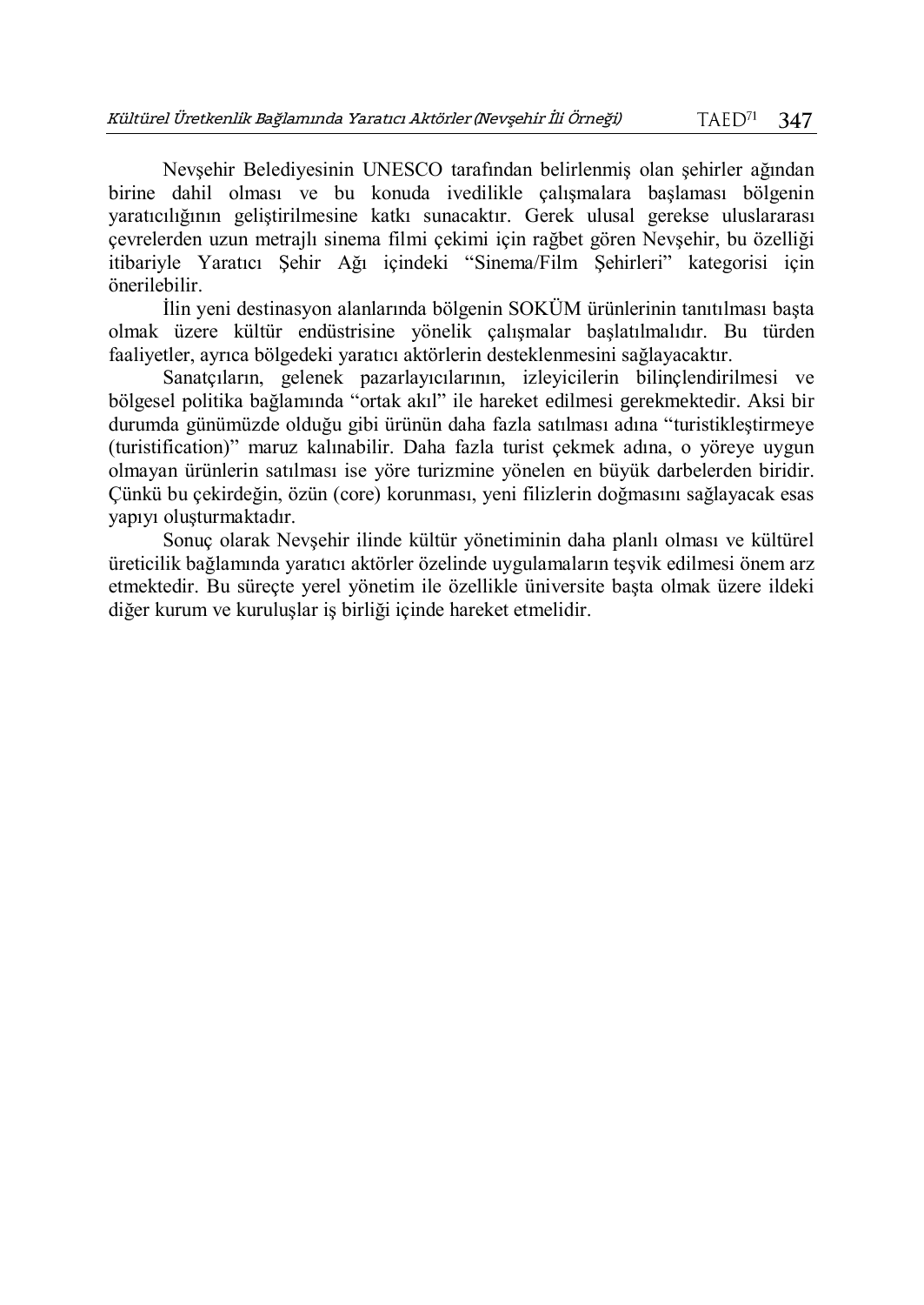Nevşehir Belediyesinin UNESCO tarafından belirlenmiş olan şehirler ağından birine dahil olması ve bu konuda ivedilikle çalışmalara başlaması bölgenin yaratıcılığının geliştirilmesine katkı sunacaktır. Gerek ulusal gerekse uluslararası çevrelerden uzun metrajlı sinema filmi çekimi için rağbet gören Nevşehir, bu özelliği itibariyle Yaratıcı Şehir Ağı içindeki "Sinema/Film Şehirleri" kategorisi için önerilebilir.

İlin yeni destinasyon alanlarında bölgenin SOKÜM ürünlerinin tanıtılması başta olmak üzere kültür endüstrisine yönelik çalışmalar başlatılmalıdır. Bu türden faaliyetler, ayrıca bölgedeki yaratıcı aktörlerin desteklenmesini sağlayacaktır.

Sanatçıların, gelenek pazarlayıcılarının, izleyicilerin bilinçlendirilmesi ve bölgesel politika bağlamında "ortak akıl" ile hareket edilmesi gerekmektedir. Aksi bir durumda günümüzde olduğu gibi ürünün daha fazla satılması adına "turistikleştirmeye (turistification)" maruz kalınabilir. Daha fazla turist çekmek adına, o yöreye uygun olmayan ürünlerin satılması ise yöre turizmine yönelen en büyük darbelerden biridir. Çünkü bu çekirdeğin, özün (core) korunması, yeni filizlerin doğmasını sağlayacak esas yapıyı oluşturmaktadır.

Sonuç olarak Nevşehir ilinde kültür yönetiminin daha planlı olması ve kültürel üreticilik bağlamında yaratıcı aktörler özelinde uygulamaların teşvik edilmesi önem arz etmektedir. Bu süreçte yerel yönetim ile özellikle üniversite başta olmak üzere ildeki diğer kurum ve kuruluşlar iş birliği içinde hareket etmelidir.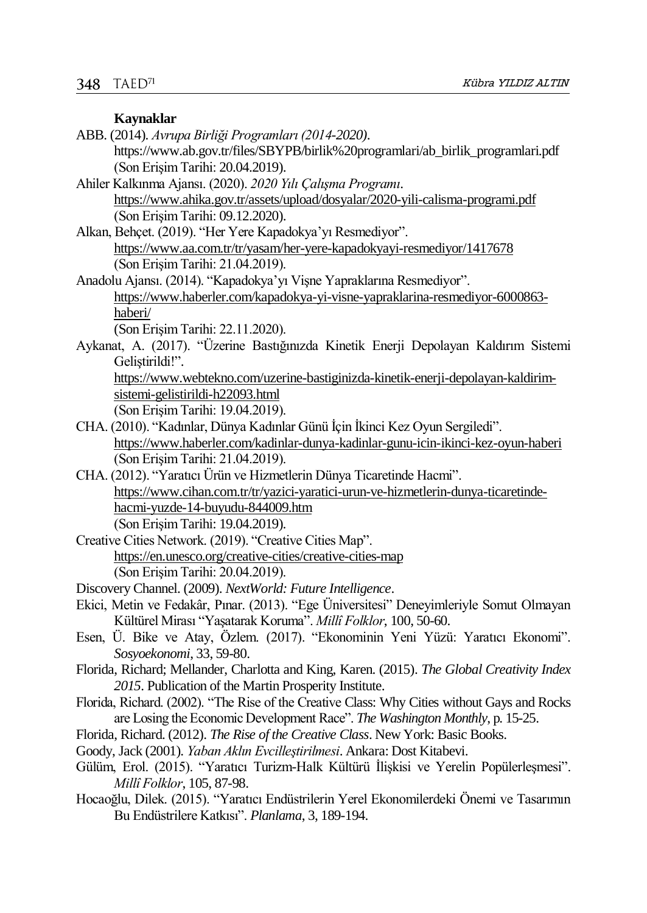**Kaynaklar**

ABB. (2014). *Avrupa Birliği Programları (2014-2020)*. https://www.ab.gov.tr/files/SBYPB/birlik%20programlari/ab_birlik_programlari.pdf (Son Erişim Tarihi: 20.04.2019).

Ahiler Kalkınma Ajansı. (2020). *2020 Yılı Çalışma Programı*. https://www.ahika.gov.tr/assets/upload/dosyalar/2020-yili-calisma-programi.pdf (Son Erişim Tarihi: 09.12.2020).

Alkan, Behçet. (2019). "Her Yere Kapadokya'yı Resmediyor". https://www.aa.com.tr/tr/yasam/her-yere-kapadokyayi-resmediyor/1417678 (Son Erişim Tarihi: 21.04.2019).

Anadolu Ajansı. (2014). "Kapadokya'yı Vişne Yapraklarına Resmediyor". https://www.haberler.com/kapadokya-yi-visne-yapraklarina-resmediyor-6000863-haberi/ (Son Erişim Tarihi: 22.11.2020).

Aykanat, A. (2017). "Üzerine Bastığınızda Kinetik Enerji Depolayan Kaldırım Sistemi Geliştirildi!". https://www.webtekno.com/uzerine-bastiginizda-kinetik-enerji-depolayan-kaldirim-sistemi-gelistirildi-h22093.html (Son Erişim Tarihi: 19.04.2019).

CHA. (2010). "Kadınlar, Dünya Kadınlar Günü İçin İkinci Kez Oyun Sergiledi". https://www.haberler.com/kadinlar-dunya-kadinlar-gunu-icin-ikinci-kez-oyun-haberi (Son Erişim Tarihi: 21.04.2019).

CHA. (2012). "Yaratıcı Ürün ve Hizmetlerin Dünya Ticaretinde Hacmi". https://www.cihan.com.tr/tr/yazici-yaratici-urun-ve-hizmetlerin-dunya-ticaretinde-hacmi-yuzde-14-buyudu-844009.htm (Son Erişim Tarihi: 19.04.2019).

Creative Cities Network. (2019). "Creative Cities Map". https://en.unesco.org/creative-cities/creative-cities-map (Son Erişim Tarihi: 20.04.2019).

Discovery Channel. (2009). *NextWorld: Future Intelligence*.

Ekici, Metin ve Fedakâr, Pınar. (2013). "Ege Üniversitesi" Deneyimleriyle Somut Olmayan Kültürel Mirası "Yaşatarak Koruma". *Millî Folklor*, 100, 50-60.

Esen, Ü. Bike ve Atay, Özlem. (2017). "Ekonominin Yeni Yüzü: Yaratıcı Ekonomi". *Sosyoekonomi*, 33, 59-80.

Florida, Richard; Mellander, Charlotta and King, Karen. (2015). *The Global Creativity Index 2015*. Publication of the Martin Prosperity Institute.

Florida, Richard. (2002). "The Rise of the Creative Class: Why Cities without Gays and Rocks are Losing the Economic Development Race". *The Washington Monthly*, p. 15-25.

Florida, Richard. (2012). *The Rise of the Creative Class*. New York: Basic Books.

Goody, Jack (2001). *Yaban Aklın Evcilleştirilmesi*. Ankara: Dost Kitabevi.

Gülüm, Erol. (2015). "Yaratıcı Turizm-Halk Kültürü İlişkisi ve Yerelin Popülerleşmesi". *Millî Folklor*, 105, 87-98.

Hocaoğlu, Dilek. (2015). "Yaratıcı Endüstrilerin Yerel Ekonomilerdeki Önemi ve Tasarımın Bu Endüstrilere Katkısı". *Planlama*, 3, 189-194.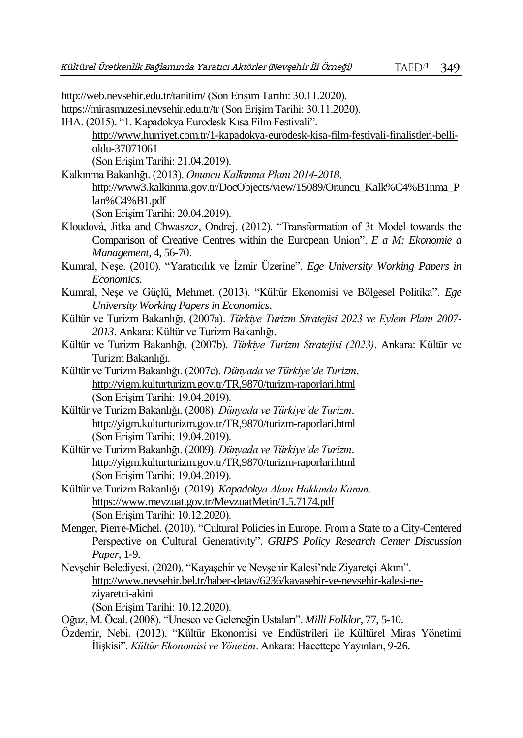http://web.nevsehir.edu.tr/tanitim/ (Son Erişim Tarihi: 30.11.2020).

https://mirasmuzesi.nevsehir.edu.tr/tr (Son Erişim Tarihi: 30.11.2020).

IHA. (2015). "1. Kapadokya Eurodesk Kısa Film Festivali". http://www.hurriyet.com.tr/1-kapadokya-eurodesk-kisa-film-festivali-finalistleri-belli-oldu-37071061 (Son Erişim Tarihi: 21.04.2019).

Kalkınma Bakanlığı. (2013). *Onuncu Kalkınma Planı 2014-2018*. http://www3.kalkinma.gov.tr/DocObjects/view/15089/Onuncu_Kalk%C4%B1nma_Plan%C4%B1.pdf (Son Erişim Tarihi: 20.04.2019).

Kloudová, Jitka and Chwaszcz, Ondrej. (2012). "Transformation of 3t Model towards the Comparison of Creative Centres within the European Union". *E a M: Ekonomie a Management*, 4, 56-70.

Kumral, Neşe. (2010). "Yaratıcılık ve İzmir Üzerine". *Ege University Working Papers in Economics*.

Kumral, Neşe ve Güçlü, Mehmet. (2013). "Kültür Ekonomisi ve Bölgesel Politika". *Ege University Working Papers in Economics*.

Kültür ve Turizm Bakanlığı. (2007a). *Türkiye Turizm Stratejisi 2023 ve Eylem Planı 2007-2013*. Ankara: Kültür ve Turizm Bakanlığı.

Kültür ve Turizm Bakanlığı. (2007b). *Türkiye Turizm Stratejisi (2023)*. Ankara: Kültür ve Turizm Bakanlığı.

Kültür ve Turizm Bakanlığı. (2007c). *Dünyada ve Türkiye'de Turizm*. http://yigm.kulturturizm.gov.tr/TR,9870/turizm-raporlari.html (Son Erişim Tarihi: 19.04.2019).

Kültür ve Turizm Bakanlığı. (2008). *Dünyada ve Türkiye'de Turizm*. http://yigm.kulturturizm.gov.tr/TR,9870/turizm-raporlari.html (Son Erişim Tarihi: 19.04.2019).

Kültür ve Turizm Bakanlığı. (2009). *Dünyada ve Türkiye'de Turizm*. http://yigm.kulturturizm.gov.tr/TR,9870/turizm-raporlari.html (Son Erişim Tarihi: 19.04.2019).

Kültür ve Turizm Bakanlığı. (2019). *Kapadokya Alanı Hakkında Kanun*. https://www.mevzuat.gov.tr/MevzuatMetin/1.5.7174.pdf (Son Erişim Tarihi: 10.12.2020).

Menger, Pierre-Michel. (2010). "Cultural Policies in Europe. From a State to a City-Centered Perspective on Cultural Generativity". *GRIPS Policy Research Center Discussion Paper*, 1-9.

Nevşehir Belediyesi. (2020). "Kayaşehir ve Nevşehir Kalesi'nde Ziyaretçi Akını". http://www.nevsehir.bel.tr/haber-detay/6236/kayasehir-ve-nevsehir-kalesi-ne-ziyaretci-akini (Son Erişim Tarihi: 10.12.2020).

Oğuz, M. Öcal. (2008). "Unesco ve Geleneğin Ustaları". *Milli Folklor*, 77, 5-10.

Özdemir, Nebi. (2012). "Kültür Ekonomisi ve Endüstrileri ile Kültürel Miras Yönetimi İlişkisi". *Kültür Ekonomisi ve Yönetim*. Ankara: Hacettepe Yayınları, 9-26.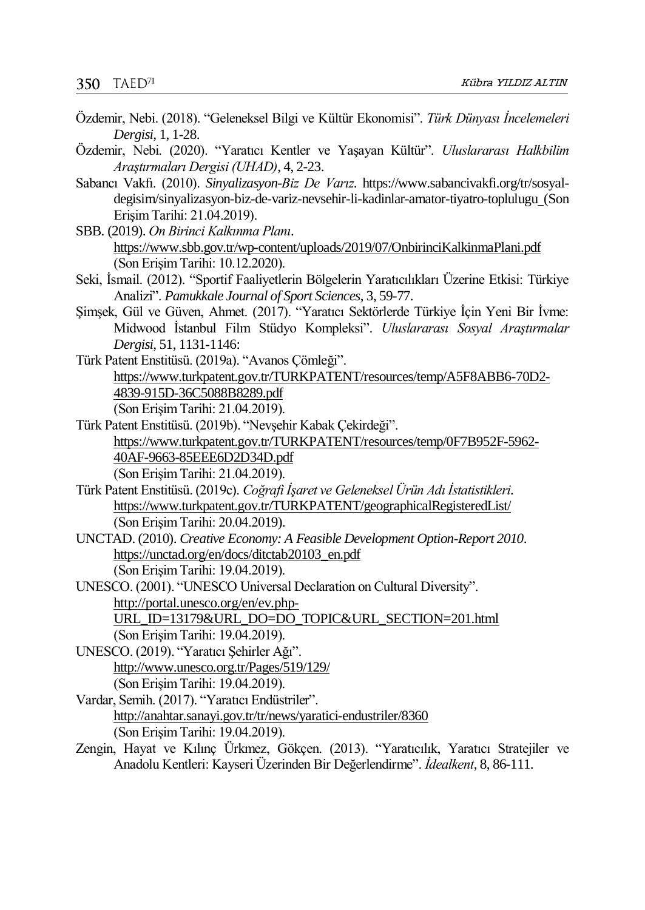Özdemir, Nebi. (2018). "Geleneksel Bilgi ve Kültür Ekonomisi". *Türk Dünyası İncelemeleri Dergisi*, 1, 1-28.

Özdemir, Nebi. (2020). "Yaratıcı Kentler ve Yaşayan Kültür". *Uluslararası Halkbilim Araştırmaları Dergisi (UHAD)*, 4, 2-23.

Sabancı Vakfı. (2010). *Sinyalizasyon-Biz De Varız*. https://www.sabancivakfi.org/tr/sosyal-degisim/sinyalizasyon-biz-de-variz-nevsehir-li-kadinlar-amator-tiyatro-toplulugu_(Son Erişim Tarihi: 21.04.2019).

SBB. (2019). *On Birinci Kalkınma Planı*. https://www.sbb.gov.tr/wp-content/uploads/2019/07/OnbirinciKalkinmaPlani.pdf (Son Erişim Tarihi: 10.12.2020).

Seki, İsmail. (2012). "Sportif Faaliyetlerin Bölgelerin Yaratıcılıkları Üzerine Etkisi: Türkiye Analizi". *Pamukkale Journal of Sport Sciences*, 3, 59-77.

Şimşek, Gül ve Güven, Ahmet. (2017). "Yaratıcı Sektörlerde Türkiye İçin Yeni Bir İvme: Midwood İstanbul Film Stüdyo Kompleksi". *Uluslararası Sosyal Araştırmalar Dergisi*, 51, 1131-1146:

Türk Patent Enstitüsü. (2019a). "Avanos Çömleği". https://www.turkpatent.gov.tr/TURKPATENT/resources/temp/A5F8ABB6-70D2-4839-915D-36C5088B8289.pdf (Son Erişim Tarihi: 21.04.2019).

Türk Patent Enstitüsü. (2019b). "Nevşehir Kabak Çekirdeği". https://www.turkpatent.gov.tr/TURKPATENT/resources/temp/0F7B952F-5962-40AF-9663-85EEE6D2D34D.pdf (Son Erişim Tarihi: 21.04.2019).

Türk Patent Enstitüsü. (2019c). *Coğrafi İşaret ve Geleneksel Ürün Adı İstatistikleri*. https://www.turkpatent.gov.tr/TURKPATENT/geographicalRegisteredList/ (Son Erişim Tarihi: 20.04.2019).

UNCTAD. (2010). *Creative Economy: A Feasible Development Option-Report 2010*. https://unctad.org/en/docs/ditctab20103_en.pdf (Son Erişim Tarihi: 19.04.2019).

UNESCO. (2001). "UNESCO Universal Declaration on Cultural Diversity". http://portal.unesco.org/en/ev.php-URL_ID=13179&URL_DO=DO_TOPIC&URL_SECTION=201.html (Son Erişim Tarihi: 19.04.2019).

UNESCO. (2019). "Yaratıcı Şehirler Ağı". http://www.unesco.org.tr/Pages/519/129/ (Son Erişim Tarihi: 19.04.2019).

Vardar, Semih. (2017). "Yaratıcı Endüstriler". http://anahtar.sanayi.gov.tr/tr/news/yaratici-endustriler/8360 (Son Erişim Tarihi: 19.04.2019).

Zengin, Hayat ve Kılınç Ürkmez, Gökçen. (2013). "Yaratıcılık, Yaratıcı Stratejiler ve Anadolu Kentleri: Kayseri Üzerinden Bir Değerlendirme". *İdealkent*, 8, 86-111.